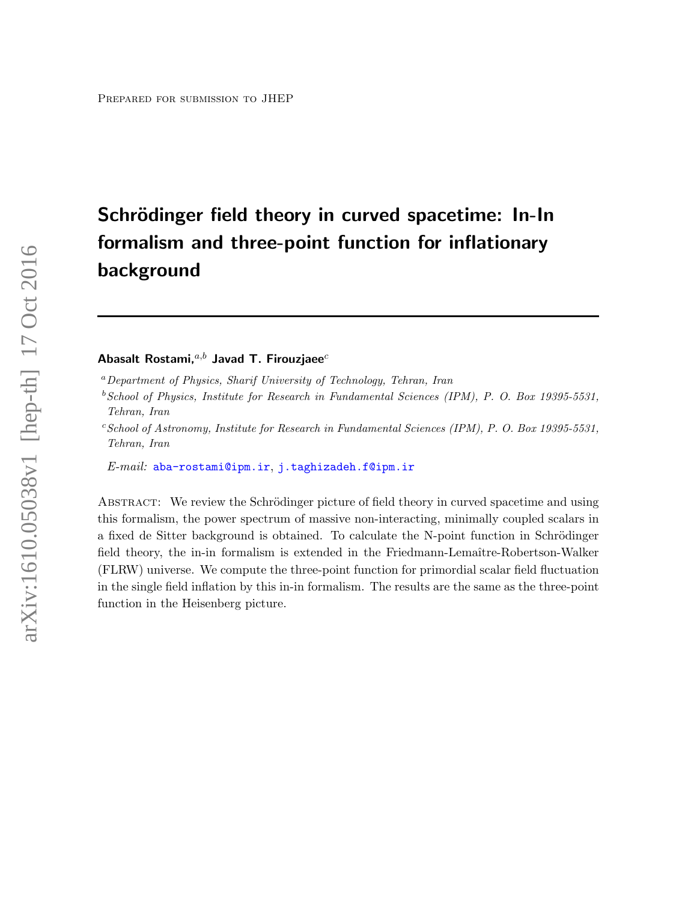Prepared for submission to JHEP

# Schrödinger field theory in curved spacetime: In-In formalism and three-point function for inflationary background

**Abasalt Rostami,**[a,b] **Javad T. Firouzjaee**[c]

[a] *Department of Physics, Sharif University of Technology, Tehran, Iran*

[b] *School of Physics, Institute for Research in Fundamental Sciences (IPM), P. O. Box 19395-5531, Tehran, Iran*

[c] *School of Astronomy, Institute for Research in Fundamental Sciences (IPM), P. O. Box 19395-5531, Tehran, Iran*

*E-mail:* aba-rostami@ipm.ir, j.taghizadeh.f@ipm.ir

Abstract: We review the Schrödinger picture of field theory in curved spacetime and using this formalism, the power spectrum of massive non-interacting, minimally coupled scalars in a fixed de Sitter background is obtained. To calculate the N-point function in Schrödinger field theory, the in-in formalism is extended in the Friedmann-Lemaître-Robertson-Walker (FLRW) universe. We compute the three-point function for primordial scalar field fluctuation in the single field inflation by this in-in formalism. The results are the same as the three-point function in the Heisenberg picture.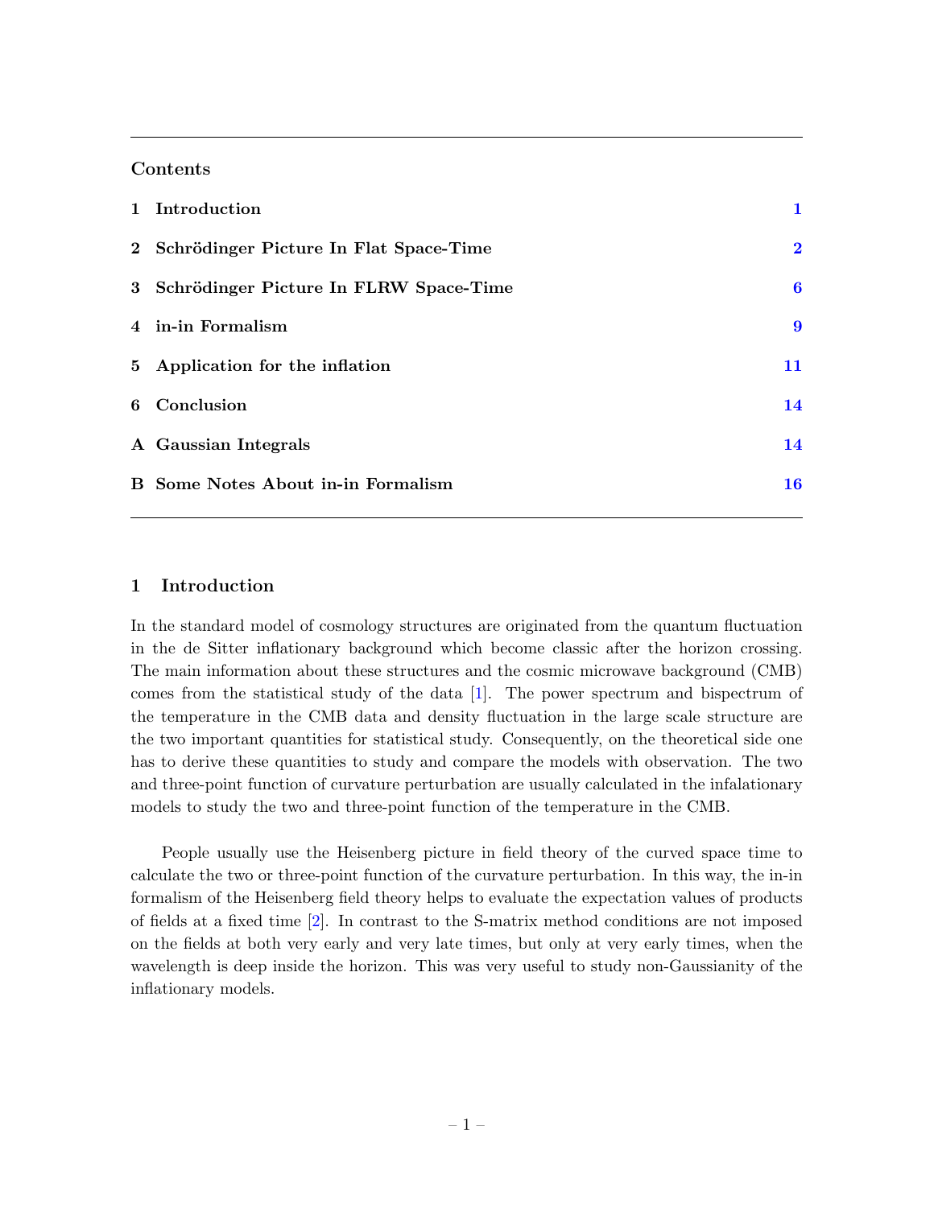## Contents

| | | |
|---|---|---|
| **1** | **Introduction** | **1** |
| **2** | **Schrödinger Picture In Flat Space-Time** | **2** |
| **3** | **Schrödinger Picture In FLRW Space-Time** | **6** |
| **4** | **in-in Formalism** | **9** |
| **5** | **Application for the inflation** | **11** |
| **6** | **Conclusion** | **14** |
| **A** | **Gaussian Integrals** | **14** |
| **B** | **Some Notes About in-in Formalism** | **16** |

## 1 Introduction

In the standard model of cosmology structures are originated from the quantum fluctuation in the de Sitter inflationary background which become classic after the horizon crossing. The main information about these structures and the cosmic microwave background (CMB) comes from the statistical study of the data [1]. The power spectrum and bispectrum of the temperature in the CMB data and density fluctuation in the large scale structure are the two important quantities for statistical study. Consequently, on the theoretical side one has to derive these quantities to study and compare the models with observation. The two and three-point function of curvature perturbation are usually calculated in the infalationary models to study the two and three-point function of the temperature in the CMB.

People usually use the Heisenberg picture in field theory of the curved space time to calculate the two or three-point function of the curvature perturbation. In this way, the in-in formalism of the Heisenberg field theory helps to evaluate the expectation values of products of fields at a fixed time [2]. In contrast to the S-matrix method conditions are not imposed on the fields at both very early and very late times, but only at very early times, when the wavelength is deep inside the horizon. This was very useful to study non-Gaussianity of the inflationary models.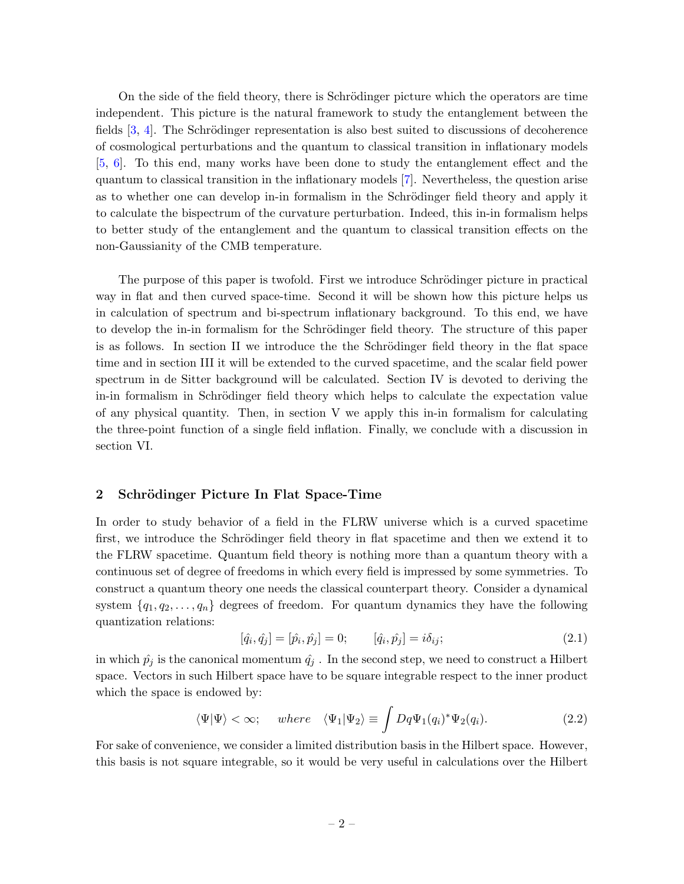On the side of the field theory, there is Schrödinger picture which the operators are time independent. This picture is the natural framework to study the entanglement between the fields [3, 4]. The Schrödinger representation is also best suited to discussions of decoherence of cosmological perturbations and the quantum to classical transition in inflationary models [5, 6]. To this end, many works have been done to study the entanglement effect and the quantum to classical transition in the inflationary models [7]. Nevertheless, the question arise as to whether one can develop in-in formalism in the Schrödinger field theory and apply it to calculate the bispectrum of the curvature perturbation. Indeed, this in-in formalism helps to better study of the entanglement and the quantum to classical transition effects on the non-Gaussianity of the CMB temperature.

The purpose of this paper is twofold. First we introduce Schrödinger picture in practical way in flat and then curved space-time. Second it will be shown how this picture helps us in calculation of spectrum and bi-spectrum inflationary background. To this end, we have to develop the in-in formalism for the Schrödinger field theory. The structure of this paper is as follows. In section II we introduce the the Schrödinger field theory in the flat space time and in section III it will be extended to the curved spacetime, and the scalar field power spectrum in de Sitter background will be calculated. Section IV is devoted to deriving the in-in formalism in Schrödinger field theory which helps to calculate the expectation value of any physical quantity. Then, in section V we apply this in-in formalism for calculating the three-point function of a single field inflation. Finally, we conclude with a discussion in section VI.

## 2 Schrödinger Picture In Flat Space-Time

In order to study behavior of a field in the FLRW universe which is a curved spacetime first, we introduce the Schrödinger field theory in flat spacetime and then we extend it to the FLRW spacetime. Quantum field theory is nothing more than a quantum theory with a continuous set of degree of freedoms in which every field is impressed by some symmetries. To construct a quantum theory one needs the classical counterpart theory. Consider a dynamical system $\{q_1, q_2, \ldots, q_n\}$ degrees of freedom. For quantum dynamics they have the following quantization relations:

$$[\hat{q}_i, \hat{q}_j] = [\hat{p}_i, \hat{p}_j] = 0; \qquad [\hat{q}_i, \hat{p}_j] = i\delta_{ij}; \tag{2.1}$$

in which $\hat{p}_j$ is the canonical momentum $\hat{q}_j$ . In the second step, we need to construct a Hilbert space. Vectors in such Hilbert space have to be square integrable respect to the inner product which the space is endowed by:

$$\langle \Psi | \Psi \rangle < \infty; \quad \textit{where} \quad \langle \Psi_1 | \Psi_2 \rangle \equiv \int Dq \Psi_1(q_i)^* \Psi_2(q_i). \tag{2.2}$$

For sake of convenience, we consider a limited distribution basis in the Hilbert space. However, this basis is not square integrable, so it would be very useful in calculations over the Hilbert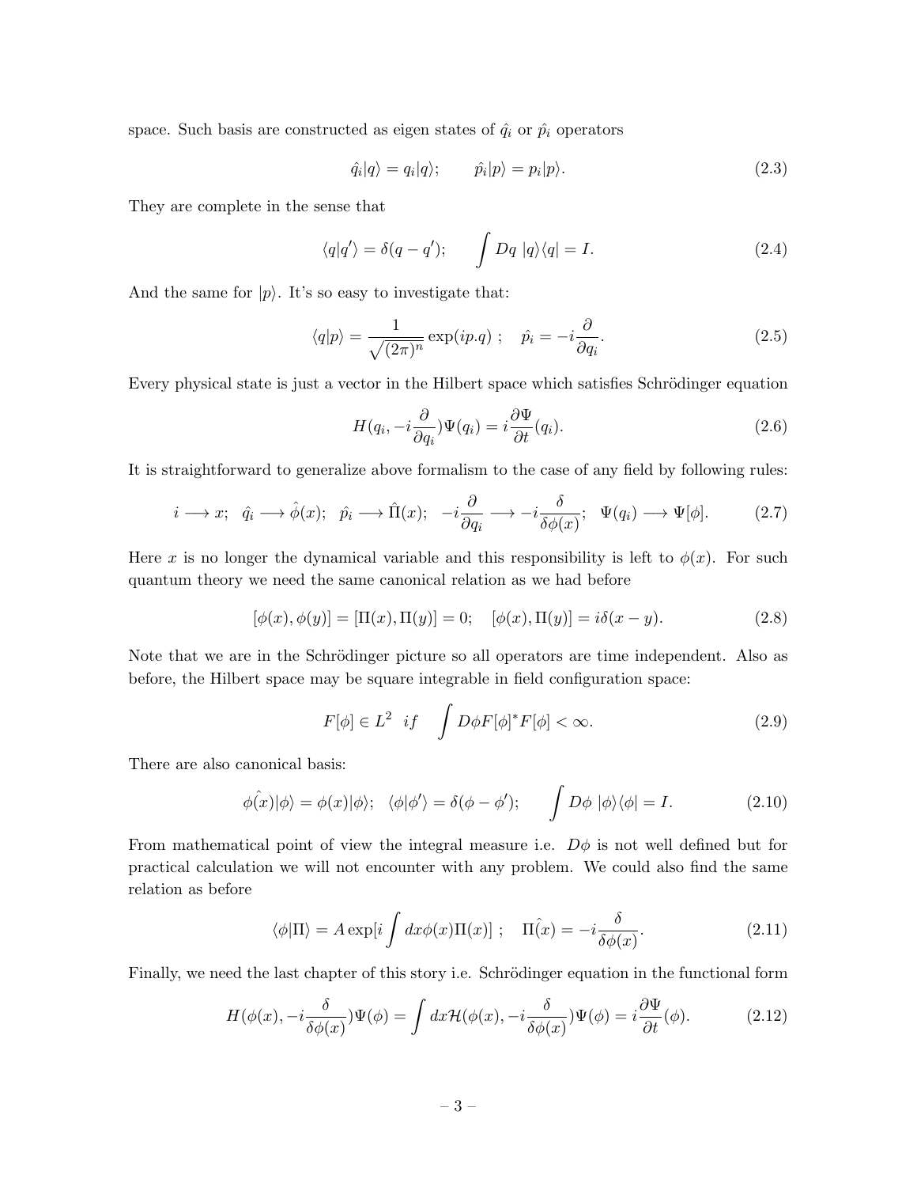space. Such basis are constructed as eigen states of $\hat{q}_i$ or $\hat{p}_i$ operators

$$\hat{q}_i|q\rangle = q_i|q\rangle; \qquad \hat{p}_i|p\rangle = p_i|p\rangle. \tag{2.3}$$

They are complete in the sense that

$$\langle q|q'\rangle = \delta(q - q'); \qquad \int Dq\ |q\rangle\langle q| = I. \tag{2.4}$$

And the same for $|p\rangle$. It's so easy to investigate that:

$$\langle q|p\rangle = \frac{1}{\sqrt{(2\pi)^n}} \exp(ip.q)\ ; \quad \hat{p}_i = -i\frac{\partial}{\partial q_i}. \tag{2.5}$$

Every physical state is just a vector in the Hilbert space which satisfies Schrödinger equation

$$H(q_i, -i\frac{\partial}{\partial q_i})\Psi(q_i) = i\frac{\partial \Psi}{\partial t}(q_i). \tag{2.6}$$

It is straightforward to generalize above formalism to the case of any field by following rules:

$$i \longrightarrow x; \quad \hat{q}_i \longrightarrow \hat{\phi}(x); \quad \hat{p}_i \longrightarrow \hat{\Pi}(x); \quad -i\frac{\partial}{\partial q_i} \longrightarrow -i\frac{\delta}{\delta \phi(x)}; \quad \Psi(q_i) \longrightarrow \Psi[\phi]. \tag{2.7}$$

Here $x$ is no longer the dynamical variable and this responsibility is left to $\phi(x)$. For such quantum theory we need the same canonical relation as we had before

$$[\phi(x), \phi(y)] = [\Pi(x), \Pi(y)] = 0; \quad [\phi(x), \Pi(y)] = i\delta(x - y). \tag{2.8}$$

Note that we are in the Schrödinger picture so all operators are time independent. Also as before, the Hilbert space may be square integrable in field configuration space:

$$F[\phi] \in L^2 \ \ if \quad \int D\phi F[\phi]^* F[\phi] < \infty. \tag{2.9}$$

There are also canonical basis:

$$\hat{\phi(x)}|\phi\rangle = \phi(x)|\phi\rangle; \quad \langle \phi|\phi'\rangle = \delta(\phi - \phi'); \qquad \int D\phi\ |\phi\rangle\langle\phi| = I. \tag{2.10}$$

From mathematical point of view the integral measure i.e. $D\phi$ is not well defined but for practical calculation we will not encounter with any problem. We could also find the same relation as before

$$\langle \phi|\Pi\rangle = A \exp[i\int dx \phi(x)\Pi(x)]\ ; \quad \hat{\Pi(x)} = -i\frac{\delta}{\delta \phi(x)}. \tag{2.11}$$

Finally, we need the last chapter of this story i.e. Schrödinger equation in the functional form

$$H(\phi(x), -i\frac{\delta}{\delta \phi(x)})\Psi(\phi) = \int dx \mathcal{H}(\phi(x), -i\frac{\delta}{\delta \phi(x)})\Psi(\phi) = i\frac{\partial \Psi}{\partial t}(\phi). \tag{2.12}$$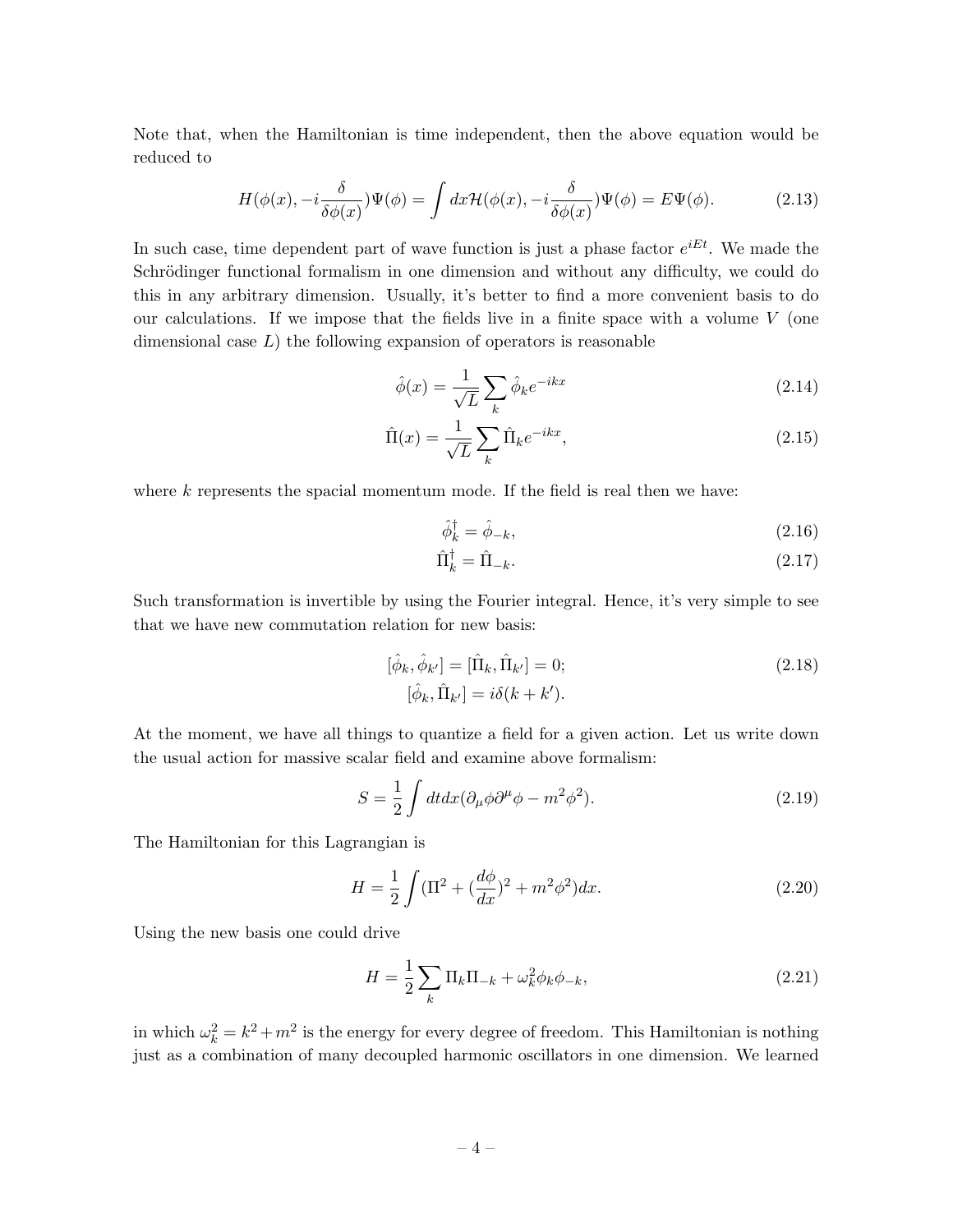Note that, when the Hamiltonian is time independent, then the above equation would be reduced to

$$H(\phi(x), -i\frac{\delta}{\delta\phi(x)})\Psi(\phi) = \int dx \mathcal{H}(\phi(x), -i\frac{\delta}{\delta\phi(x)})\Psi(\phi) = E\Psi(\phi). \tag{2.13}$$

In such case, time dependent part of wave function is just a phase factor $e^{iEt}$. We made the Schrödinger functional formalism in one dimension and without any difficulty, we could do this in any arbitrary dimension. Usually, it's better to find a more convenient basis to do our calculations. If we impose that the fields live in a finite space with a volume $V$ (one dimensional case $L$) the following expansion of operators is reasonable

$$\hat{\phi}(x) = \frac{1}{\sqrt{L}} \sum_k \hat{\phi}_k e^{-ikx} \tag{2.14}$$

$$\hat{\Pi}(x) = \frac{1}{\sqrt{L}} \sum_k \hat{\Pi}_k e^{-ikx}, \tag{2.15}$$

where $k$ represents the spacial momentum mode. If the field is real then we have:

$$\hat{\phi}_k^\dagger = \hat{\phi}_{-k}, \tag{2.16}$$

$$\hat{\Pi}_k^\dagger = \hat{\Pi}_{-k}. \tag{2.17}$$

Such transformation is invertible by using the Fourier integral. Hence, it's very simple to see that we have new commutation relation for new basis:

$$\begin{gathered}
[\hat{\phi}_k, \hat{\phi}_{k'}] = [\hat{\Pi}_k, \hat{\Pi}_{k'}] = 0; \\
[\hat{\phi}_k, \hat{\Pi}_{k'}] = i\delta(k+k').
\end{gathered} \tag{2.18}$$

At the moment, we have all things to quantize a field for a given action. Let us write down the usual action for massive scalar field and examine above formalism:

$$S = \frac{1}{2} \int dt dx (\partial_\mu \phi \partial^\mu \phi - m^2 \phi^2). \tag{2.19}$$

The Hamiltonian for this Lagrangian is

$$H = \frac{1}{2} \int (\Pi^2 + (\frac{d\phi}{dx})^2 + m^2 \phi^2) dx. \tag{2.20}$$

Using the new basis one could drive

$$H = \frac{1}{2} \sum_k \Pi_k \Pi_{-k} + \omega_k^2 \phi_k \phi_{-k}, \tag{2.21}$$

in which $\omega_k^2 = k^2 + m^2$ is the energy for every degree of freedom. This Hamiltonian is nothing just as a combination of many decoupled harmonic oscillators in one dimension. We learned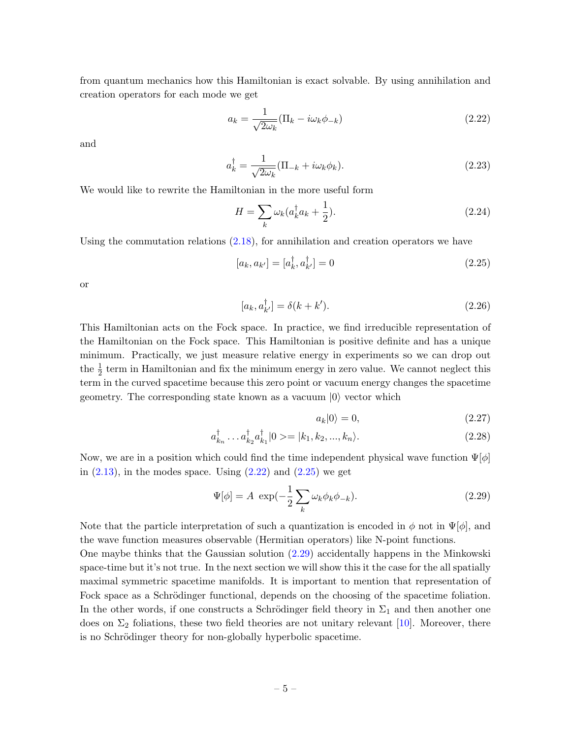from quantum mechanics how this Hamiltonian is exact solvable. By using annihilation and creation operators for each mode we get

$$a_k = \frac{1}{\sqrt{2\omega_k}}(\Pi_k - i\omega_k \phi_{-k}) \tag{2.22}$$

and

$$a_k^\dagger = \frac{1}{\sqrt{2\omega_k}}(\Pi_{-k} + i\omega_k \phi_k). \tag{2.23}$$

We would like to rewrite the Hamiltonian in the more useful form

$$H = \sum_k \omega_k (a_k^\dagger a_k + \frac{1}{2}). \tag{2.24}$$

Using the commutation relations (2.18), for annihilation and creation operators we have

$$[a_k, a_{k'}] = [a_k^\dagger, a_{k'}^\dagger] = 0 \tag{2.25}$$

or

$$[a_k, a_{k'}^\dagger] = \delta(k + k'). \tag{2.26}$$

This Hamiltonian acts on the Fock space. In practice, we find irreducible representation of the Hamiltonian on the Fock space. This Hamiltonian is positive definite and has a unique minimum. Practically, we just measure relative energy in experiments so we can drop out the $\frac{1}{2}$ term in Hamiltonian and fix the minimum energy in zero value. We cannot neglect this term in the curved spacetime because this zero point or vacuum energy changes the spacetime geometry. The corresponding state known as a vacuum $|0\rangle$ vector which

$$a_k|0\rangle = 0, \tag{2.27}$$

$$a_{k_n}^\dagger \dots a_{k_2}^\dagger a_{k_1}^\dagger |0> = |k_1, k_2, ..., k_n\rangle. \tag{2.28}$$

Now, we are in a position which could find the time independent physical wave function $\Psi[\phi]$ in (2.13), in the modes space. Using (2.22) and (2.25) we get

$$\Psi[\phi] = A \ \exp(-\frac{1}{2}\sum_k \omega_k \phi_k \phi_{-k}). \tag{2.29}$$

Note that the particle interpretation of such a quantization is encoded in $\phi$ not in $\Psi[\phi]$, and the wave function measures observable (Hermitian operators) like N-point functions.
One maybe thinks that the Gaussian solution (2.29) accidentally happens in the Minkowski space-time but it's not true. In the next section we will show this it the case for the all spatially maximal symmetric spacetime manifolds. It is important to mention that representation of Fock space as a Schrödinger functional, depends on the choosing of the spacetime foliation. In the other words, if one constructs a Schrödinger field theory in $\Sigma_1$ and then another one does on $\Sigma_2$ foliations, these two field theories are not unitary relevant [10]. Moreover, there is no Schrödinger theory for non-globally hyperbolic spacetime.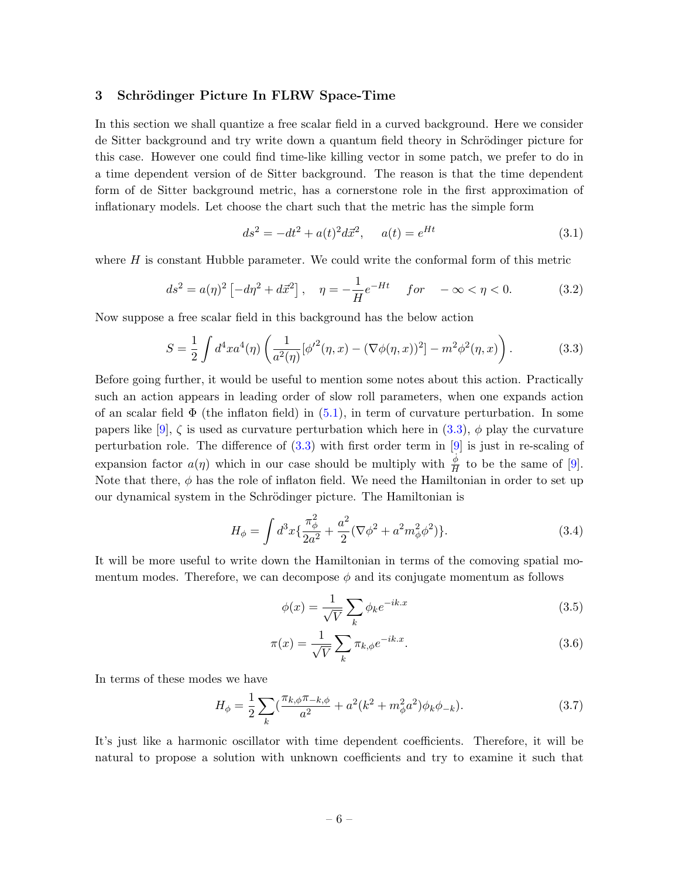## 3 Schrödinger Picture In FLRW Space-Time

In this section we shall quantize a free scalar field in a curved background. Here we consider de Sitter background and try write down a quantum field theory in Schrödinger picture for this case. However one could find time-like killing vector in some patch, we prefer to do in a time dependent version of de Sitter background. The reason is that the time dependent form of de Sitter background metric, has a cornerstone role in the first approximation of inflationary models. Let choose the chart such that the metric has the simple form

$$ds^2 = -dt^2 + a(t)^2 d\vec{x}^2, \quad a(t) = e^{Ht} \tag{3.1}$$

where $H$ is constant Hubble parameter. We could write the conformal form of this metric

$$ds^2 = a(\eta)^2 \left[-d\eta^2 + d\vec{x}^2\right], \quad \eta = -\frac{1}{H}e^{-Ht} \quad for \quad -\infty < \eta < 0. \tag{3.2}$$

Now suppose a free scalar field in this background has the below action

$$S = \frac{1}{2}\int d^4x a^4(\eta)\left(\frac{1}{a^2(\eta)}[\phi'^2(\eta,x) - (\nabla\phi(\eta,x))^2] - m^2\phi^2(\eta,x)\right). \tag{3.3}$$

Before going further, it would be useful to mention some notes about this action. Practically such an action appears in leading order of slow roll parameters, when one expands action of an scalar field $\Phi$ (the inflaton field) in (5.1), in term of curvature perturbation. In some papers like [9], $\zeta$ is used as curvature perturbation which here in (3.3), $\phi$ play the curvature perturbation role. The difference of (3.3) with first order term in [9] is just in re-scaling of expansion factor $a(\eta)$ which in our case should be multiply with $\frac{\dot{\phi}}{H}$ to be the same of [9]. Note that there, $\phi$ has the role of inflaton field. We need the Hamiltonian in order to set up our dynamical system in the Schrödinger picture. The Hamiltonian is

$$H_\phi = \int d^3x\{\frac{\pi_\phi^2}{2a^2} + \frac{a^2}{2}(\nabla\phi^2 + a^2 m_\phi^2\phi^2)\}. \tag{3.4}$$

It will be more useful to write down the Hamiltonian in terms of the comoving spatial momentum modes. Therefore, we can decompose $\phi$ and its conjugate momentum as follows

$$\phi(x) = \frac{1}{\sqrt{V}}\sum_k \phi_k e^{-ik.x} \tag{3.5}$$

$$\pi(x) = \frac{1}{\sqrt{V}}\sum_k \pi_{k,\phi} e^{-ik.x}. \tag{3.6}$$

In terms of these modes we have

$$H_\phi = \frac{1}{2}\sum_k(\frac{\pi_{k,\phi}\pi_{-k,\phi}}{a^2} + a^2(k^2 + m_\phi^2 a^2)\phi_k\phi_{-k}). \tag{3.7}$$

It's just like a harmonic oscillator with time dependent coefficients. Therefore, it will be natural to propose a solution with unknown coefficients and try to examine it such that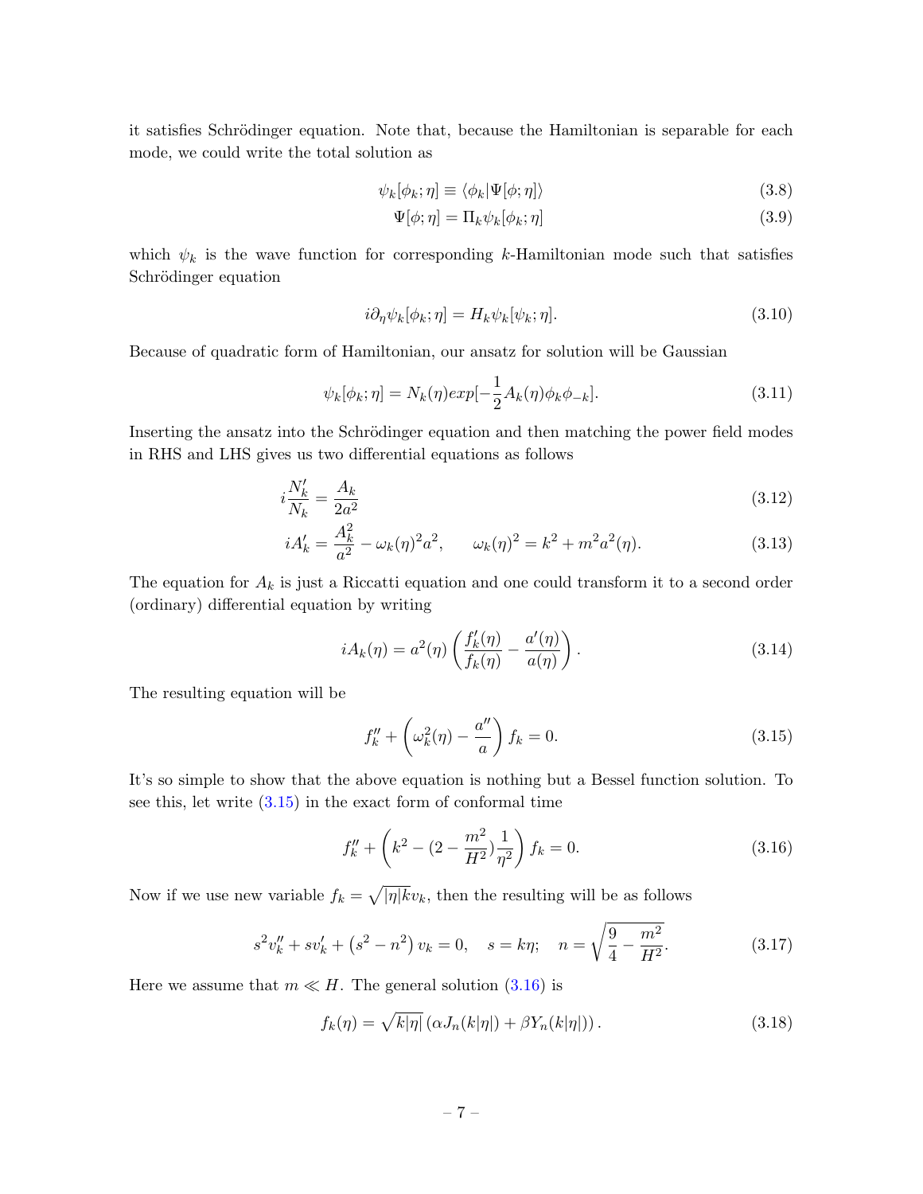it satisfies Schrödinger equation. Note that, because the Hamiltonian is separable for each mode, we could write the total solution as

$$\psi_k[\phi_k;\eta] \equiv \langle\phi_k|\Psi[\phi;\eta]\rangle \tag{3.8}$$

$$\Psi[\phi;\eta] = \Pi_k \psi_k[\phi_k;\eta] \tag{3.9}$$

which $\psi_k$ is the wave function for corresponding $k$-Hamiltonian mode such that satisfies Schrödinger equation

$$i\partial_\eta \psi_k[\phi_k;\eta] = H_k \psi_k[\psi_k;\eta]. \tag{3.10}$$

Because of quadratic form of Hamiltonian, our ansatz for solution will be Gaussian

$$\psi_k[\phi_k;\eta] = N_k(\eta) exp[-\frac{1}{2}A_k(\eta)\phi_k\phi_{-k}]. \tag{3.11}$$

Inserting the ansatz into the Schrödinger equation and then matching the power field modes in RHS and LHS gives us two differential equations as follows

$$i\frac{N_k'}{N_k} = \frac{A_k}{2a^2} \tag{3.12}$$

$$iA_k' = \frac{A_k^2}{a^2} - \omega_k(\eta)^2 a^2, \qquad \omega_k(\eta)^2 = k^2 + m^2 a^2(\eta). \tag{3.13}$$

The equation for $A_k$ is just a Riccatti equation and one could transform it to a second order (ordinary) differential equation by writing

$$iA_k(\eta) = a^2(\eta)\left(\frac{f_k'(\eta)}{f_k(\eta)} - \frac{a'(\eta)}{a(\eta)}\right). \tag{3.14}$$

The resulting equation will be

$$f_k'' + \left(\omega_k^2(\eta) - \frac{a''}{a}\right) f_k = 0. \tag{3.15}$$

It's so simple to show that the above equation is nothing but a Bessel function solution. To see this, let write (3.15) in the exact form of conformal time

$$f_k'' + \left(k^2 - (2 - \frac{m^2}{H^2})\frac{1}{\eta^2}\right) f_k = 0. \tag{3.16}$$

Now if we use new variable $f_k = \sqrt{|\eta| k} v_k$, then the resulting will be as follows

$$s^2 v_k'' + s v_k' + \left(s^2 - n^2\right) v_k = 0, \quad s = k\eta; \quad n = \sqrt{\frac{9}{4} - \frac{m^2}{H^2}}. \tag{3.17}$$

Here we assume that $m \ll H$. The general solution (3.16) is

$$f_k(\eta) = \sqrt{k|\eta|}\left(\alpha J_n(k|\eta|) + \beta Y_n(k|\eta|)\right). \tag{3.18}$$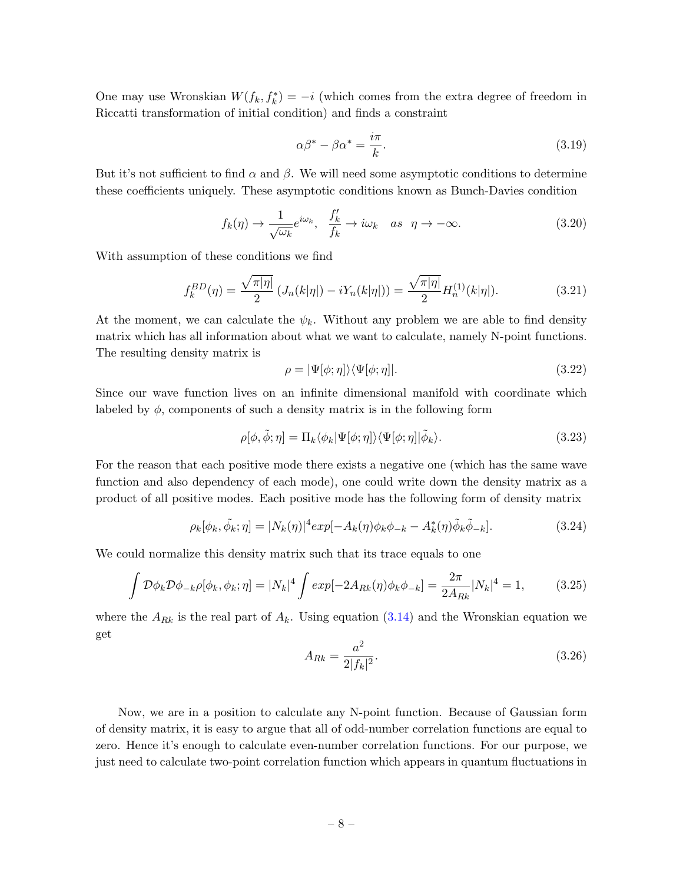One may use Wronskian $W(f_k, f_k^*) = -i$ (which comes from the extra degree of freedom in Riccatti transformation of initial condition) and finds a constraint

$$\alpha\beta^* - \beta\alpha^* = \frac{i\pi}{k}. \tag{3.19}$$

But it's not sufficient to find $\alpha$ and $\beta$. We will need some asymptotic conditions to determine these coefficients uniquely. These asymptotic conditions known as Bunch-Davies condition

$$f_k(\eta) \to \frac{1}{\sqrt{\omega_k}} e^{i\omega_k}, \quad \frac{f_k'}{f_k} \to i\omega_k \quad as \;\; \eta \to -\infty. \tag{3.20}$$

With assumption of these conditions we find

$$f_k^{BD}(\eta) = \frac{\sqrt{\pi|\eta|}}{2}\left(J_n(k|\eta|) - iY_n(k|\eta|)\right) = \frac{\sqrt{\pi|\eta|}}{2} H_n^{(1)}(k|\eta|). \tag{3.21}$$

At the moment, we can calculate the $\psi_k$. Without any problem we are able to find density matrix which has all information about what we want to calculate, namely N-point functions. The resulting density matrix is

$$\rho = |\Psi[\phi;\eta]\rangle\langle\Psi[\phi;\eta]|. \tag{3.22}$$

Since our wave function lives on an infinite dimensional manifold with coordinate which labeled by $\phi$, components of such a density matrix is in the following form

$$\rho[\phi,\tilde{\phi};\eta] = \Pi_k \langle\phi_k|\Psi[\phi;\eta]\rangle\langle\Psi[\phi;\eta]|\tilde{\phi}_k\rangle. \tag{3.23}$$

For the reason that each positive mode there exists a negative one (which has the same wave function and also dependency of each mode), one could write down the density matrix as a product of all positive modes. Each positive mode has the following form of density matrix

$$\rho_k[\phi_k,\tilde{\phi_k};\eta] = |N_k(\eta)|^4 exp[-A_k(\eta)\phi_k\phi_{-k} - A_k^*(\eta)\tilde{\phi}_k\tilde{\phi}_{-k}]. \tag{3.24}$$

We could normalize this density matrix such that its trace equals to one

$$\int \mathcal{D}\phi_k\mathcal{D}\phi_{-k}\rho[\phi_k,\phi_k;\eta] = |N_k|^4 \int exp[-2A_{Rk}(\eta)\phi_k\phi_{-k}] = \frac{2\pi}{2A_{Rk}}|N_k|^4 = 1, \tag{3.25}$$

where the $A_{Rk}$ is the real part of $A_k$. Using equation (3.14) and the Wronskian equation we get

$$A_{Rk} = \frac{a^2}{2|f_k|^2}. \tag{3.26}$$

Now, we are in a position to calculate any N-point function. Because of Gaussian form of density matrix, it is easy to argue that all of odd-number correlation functions are equal to zero. Hence it's enough to calculate even-number correlation functions. For our purpose, we just need to calculate two-point correlation function which appears in quantum fluctuations in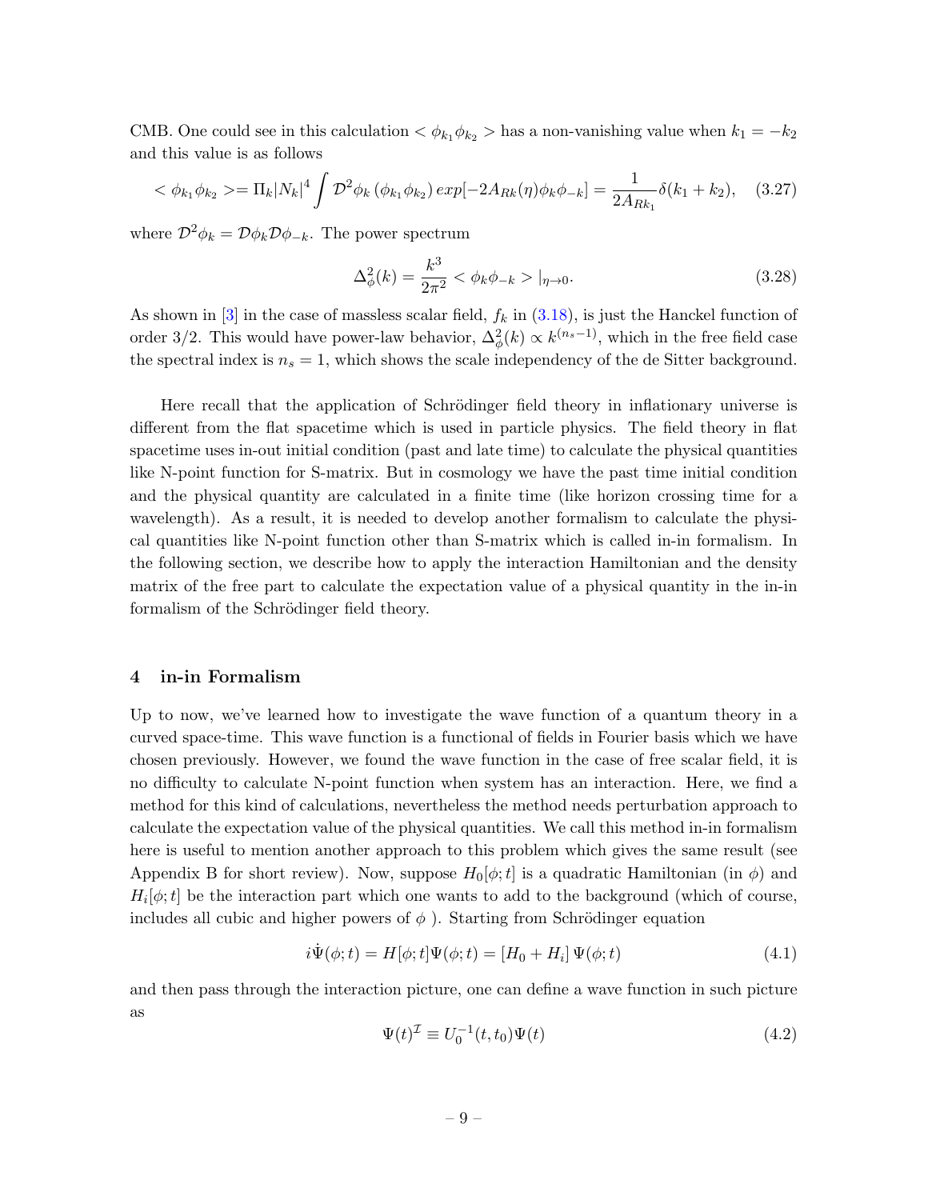CMB. One could see in this calculation $<\phi_{k_1}\phi_{k_2}>$ has a non-vanishing value when $k_1 = -k_2$ and this value is as follows

$$<\phi_{k_1}\phi_{k_2}> = \Pi_k |N_k|^4 \int \mathcal{D}^2\phi_k \, (\phi_{k_1}\phi_{k_2}) \, exp[-2A_{Rk}(\eta)\phi_k\phi_{-k}] = \frac{1}{2A_{Rk_1}}\delta(k_1 + k_2), \quad (3.27)$$

where $\mathcal{D}^2\phi_k = \mathcal{D}\phi_k\mathcal{D}\phi_{-k}$. The power spectrum

$$\Delta^2_\phi(k) = \frac{k^3}{2\pi^2} <\phi_k\phi_{-k}>|_{\eta\to 0}. \quad (3.28)$$

As shown in [3] in the case of massless scalar field, $f_k$ in (3.18), is just the Hanckel function of order 3/2. This would have power-law behavior, $\Delta^2_\phi(k) \propto k^{(n_s-1)}$, which in the free field case the spectral index is $n_s = 1$, which shows the scale independency of the de Sitter background.

Here recall that the application of Schrödinger field theory in inflationary universe is different from the flat spacetime which is used in particle physics. The field theory in flat spacetime uses in-out initial condition (past and late time) to calculate the physical quantities like N-point function for S-matrix. But in cosmology we have the past time initial condition and the physical quantity are calculated in a finite time (like horizon crossing time for a wavelength). As a result, it is needed to develop another formalism to calculate the physical quantities like N-point function other than S-matrix which is called in-in formalism. In the following section, we describe how to apply the interaction Hamiltonian and the density matrix of the free part to calculate the expectation value of a physical quantity in the in-in formalism of the Schrödinger field theory.

## 4 in-in Formalism

Up to now, we've learned how to investigate the wave function of a quantum theory in a curved space-time. This wave function is a functional of fields in Fourier basis which we have chosen previously. However, we found the wave function in the case of free scalar field, it is no difficulty to calculate N-point function when system has an interaction. Here, we find a method for this kind of calculations, nevertheless the method needs perturbation approach to calculate the expectation value of the physical quantities. We call this method in-in formalism here is useful to mention another approach to this problem which gives the same result (see Appendix B for short review). Now, suppose $H_0[\phi; t]$ is a quadratic Hamiltonian (in $\phi$) and $H_i[\phi; t]$ be the interaction part which one wants to add to the background (which of course, includes all cubic and higher powers of $\phi$ ). Starting from Schrödinger equation

$$i\dot{\Psi}(\phi; t) = H[\phi; t]\Psi(\phi; t) = [H_0 + H_i]\,\Psi(\phi; t) \quad (4.1)$$

and then pass through the interaction picture, one can define a wave function in such picture as

$$\Psi(t)^{\mathcal{I}} \equiv U_0^{-1}(t, t_0)\Psi(t) \quad (4.2)$$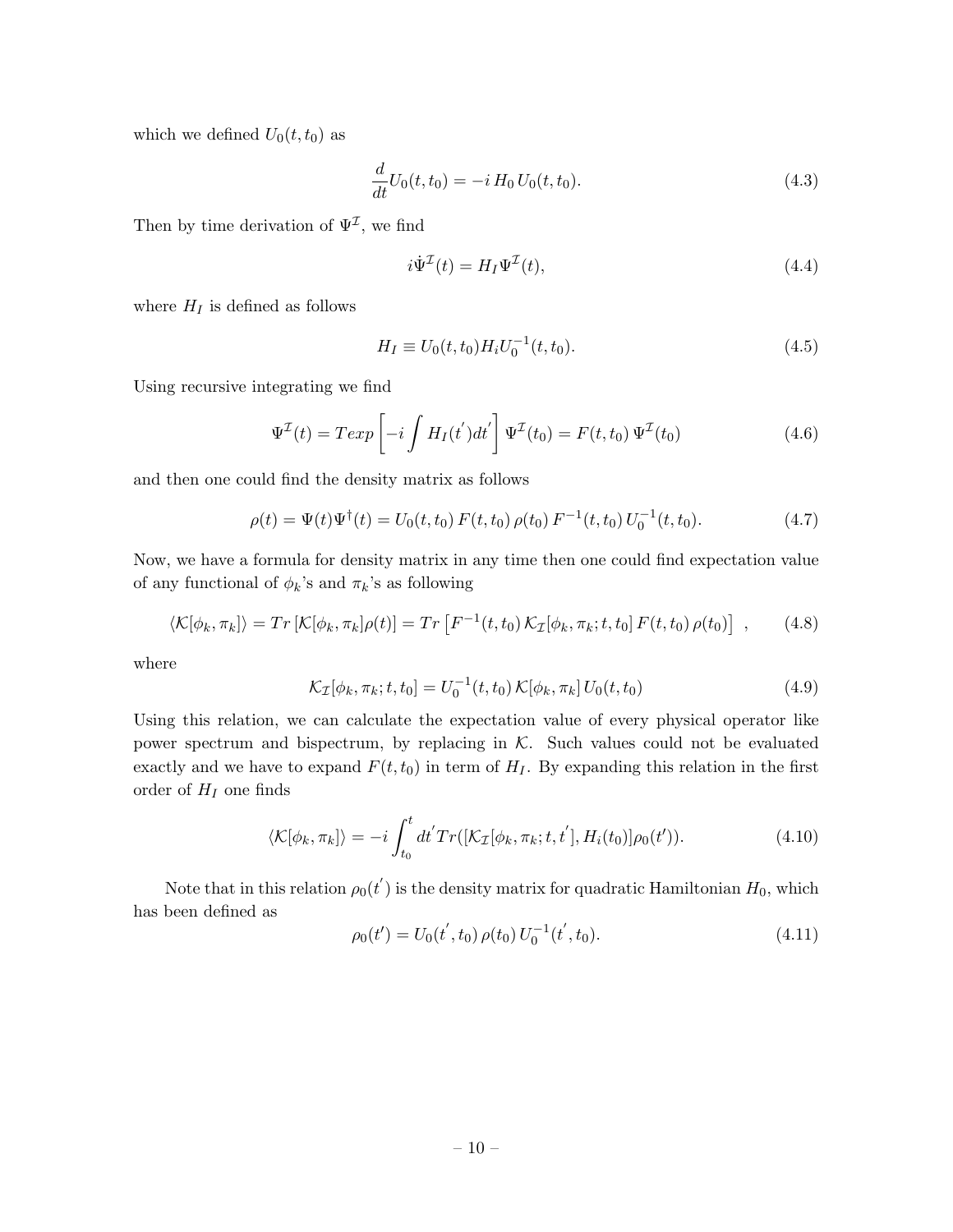which we defined $U_0(t,t_0)$ as

$$\frac{d}{dt}U_0(t,t_0) = -i\, H_0\, U_0(t,t_0). \tag{4.3}$$

Then by time derivation of $\Psi^{\mathcal{I}}$, we find

$$i\dot{\Psi}^{\mathcal{I}}(t) = H_I \Psi^{\mathcal{I}}(t), \tag{4.4}$$

where $H_I$ is defined as follows

$$H_I \equiv U_0(t,t_0) H_i U_0^{-1}(t,t_0). \tag{4.5}$$

Using recursive integrating we find

$$\Psi^{\mathcal{I}}(t) = Texp\left[-i\int H_I(t^{'})dt^{'}\right]\Psi^{\mathcal{I}}(t_0) = F(t,t_0)\,\Psi^{\mathcal{I}}(t_0) \tag{4.6}$$

and then one could find the density matrix as follows

$$\rho(t) = \Psi(t)\Psi^{\dagger}(t) = U_0(t,t_0)\,F(t,t_0)\,\rho(t_0)\,F^{-1}(t,t_0)\,U_0^{-1}(t,t_0). \tag{4.7}$$

Now, we have a formula for density matrix in any time then one could find expectation value of any functional of $\phi_k$'s and $\pi_k$'s as following

$$\langle \mathcal{K}[\phi_k,\pi_k]\rangle = Tr\left[\mathcal{K}[\phi_k,\pi_k]\rho(t)\right] = Tr\left[F^{-1}(t,t_0)\,\mathcal{K}_{\mathcal{I}}[\phi_k,\pi_k;t,t_0]\,F(t,t_0)\,\rho(t_0)\right]\ , \tag{4.8}$$

where

$$\mathcal{K}_{\mathcal{I}}[\phi_k,\pi_k;t,t_0] = U_0^{-1}(t,t_0)\,\mathcal{K}[\phi_k,\pi_k]\,U_0(t,t_0) \tag{4.9}$$

Using this relation, we can calculate the expectation value of every physical operator like power spectrum and bispectrum, by replacing in $\mathcal{K}$. Such values could not be evaluated exactly and we have to expand $F(t,t_0)$ in term of $H_I$. By expanding this relation in the first order of $H_I$ one finds

$$\langle \mathcal{K}[\phi_k,\pi_k]\rangle = -i\int_{t_0}^{t} dt^{'} Tr([\mathcal{K}_{\mathcal{I}}[\phi_k,\pi_k;t,t^{'}],H_i(t_0)]\rho_0(t')). \tag{4.10}$$

Note that in this relation $\rho_0(t^{'})$ is the density matrix for quadratic Hamiltonian $H_0$, which has been defined as

$$\rho_0(t') = U_0(t^{'},t_0)\,\rho(t_0)\,U_0^{-1}(t^{'},t_0). \tag{4.11}$$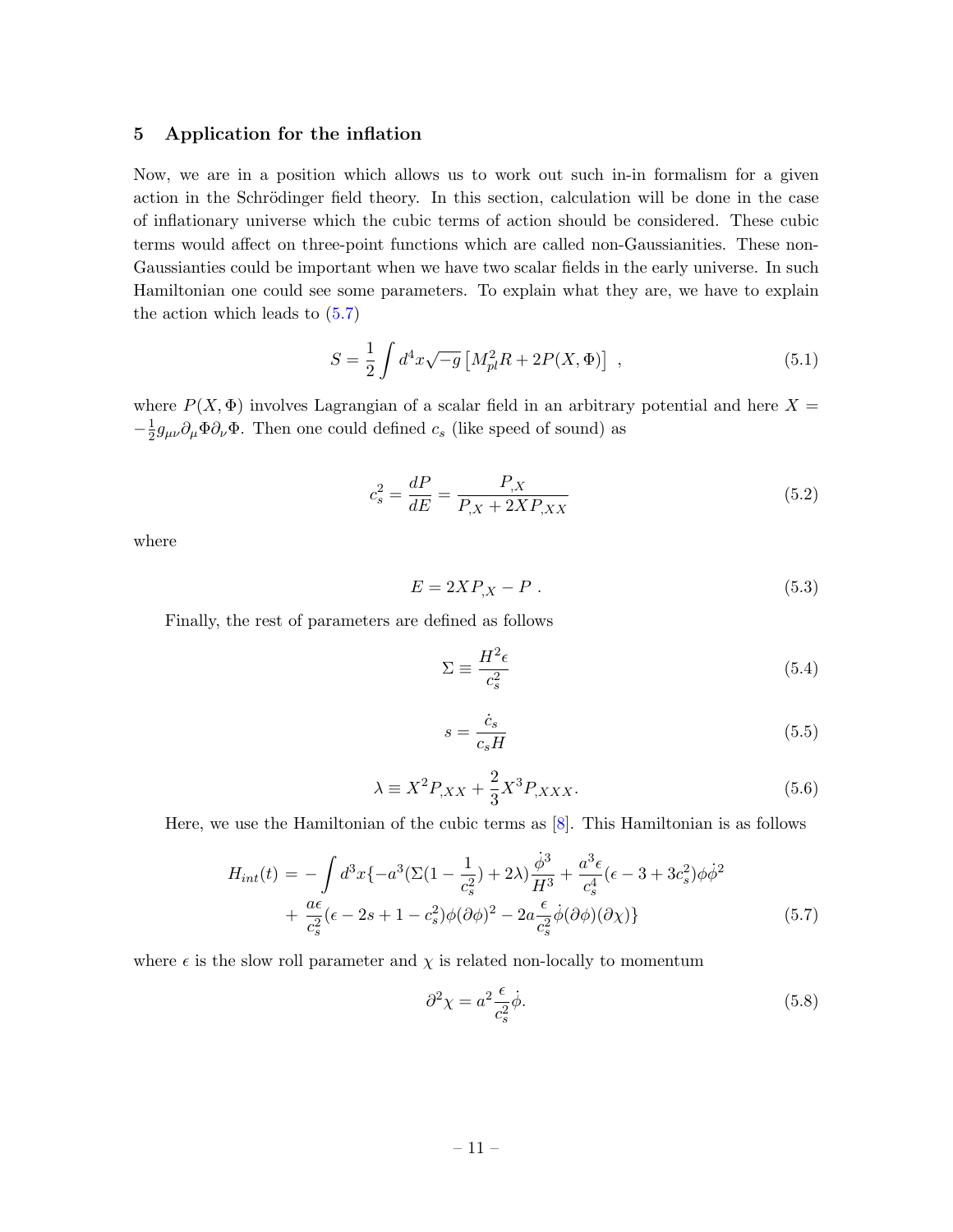## 5 Application for the inflation

Now, we are in a position which allows us to work out such in-in formalism for a given action in the Schrödinger field theory. In this section, calculation will be done in the case of inflationary universe which the cubic terms of action should be considered. These cubic terms would affect on three-point functions which are called non-Gaussianities. These non-Gaussianties could be important when we have two scalar fields in the early universe. In such Hamiltonian one could see some parameters. To explain what they are, we have to explain the action which leads to (5.7)

$$S = \frac{1}{2}\int d^4x\sqrt{-g}\left[M_{pl}^2 R + 2P(X,\Phi)\right] \ , \tag{5.1}$$

where $P(X,\Phi)$ involves Lagrangian of a scalar field in an arbitrary potential and here $X = -\frac{1}{2}g_{\mu\nu}\partial_\mu\Phi\partial_\nu\Phi$. Then one could defined $c_s$ (like speed of sound) as

$$c_s^2 = \frac{dP}{dE} = \frac{P_{,X}}{P_{,X} + 2XP_{,XX}} \tag{5.2}$$

where

$$E = 2XP_{,X} - P \ . \tag{5.3}$$

Finally, the rest of parameters are defined as follows

$$\Sigma \equiv \frac{H^2\epsilon}{c_s^2} \tag{5.4}$$

$$s = \frac{\dot{c}_s}{c_s H} \tag{5.5}$$

$$\lambda \equiv X^2 P_{,XX} + \frac{2}{3}X^3 P_{,XXX}. \tag{5.6}$$

Here, we use the Hamiltonian of the cubic terms as [8]. This Hamiltonian is as follows

$$\begin{aligned} H_{int}(t) = &-\int d^3x\{-a^3(\Sigma(1-\frac{1}{c_s^2}) + 2\lambda)\frac{\dot{\phi}^3}{H^3} + \frac{a^3\epsilon}{c_s^4}(\epsilon - 3 + 3c_s^2)\phi\dot{\phi}^2 \\ &+ \frac{a\epsilon}{c_s^2}(\epsilon - 2s + 1 - c_s^2)\phi(\partial\phi)^2 - 2a\frac{\epsilon}{c_s^2}\dot{\phi}(\partial\phi)(\partial\chi)\} \end{aligned} \tag{5.7}$$

where $\epsilon$ is the slow roll parameter and $\chi$ is related non-locally to momentum

$$\partial^2\chi = a^2\frac{\epsilon}{c_s^2}\dot{\phi}. \tag{5.8}$$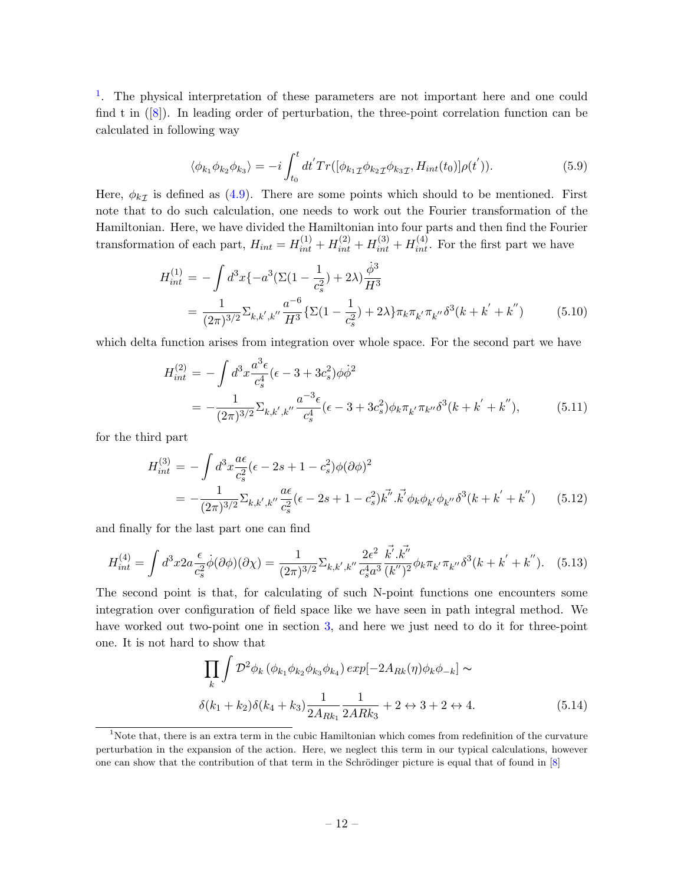[1]. The physical interpretation of these parameters are not important here and one could find t in ([8]). In leading order of perturbation, the three-point correlation function can be calculated in following way

$$\langle\phi_{k_1}\phi_{k_2}\phi_{k_3}\rangle = -i\int_{t_0}^{t} dt^{'} Tr([\phi_{k_1\mathcal{I}}\phi_{k_2\mathcal{I}}\phi_{k_3\mathcal{I}}, H_{int}(t_0)]\rho(t^{'})). \tag{5.9}$$

Here, $\phi_{k\mathcal{I}}$ is defined as (4.9). There are some points which should to be mentioned. First note that to do such calculation, one needs to work out the Fourier transformation of the Hamiltonian. Here, we have divided the Hamiltonian into four parts and then find the Fourier transformation of each part, $H_{int} = H^{(1)}_{int} + H^{(2)}_{int} + H^{(3)}_{int} + H^{(4)}_{int}$. For the first part we have

$$\begin{aligned} H^{(1)}_{int} &= -\int d^3x\{-a^3(\Sigma(1-\frac{1}{c_s^2}) + 2\lambda)\frac{\dot{\phi}^3}{H^3} \\ &= \frac{1}{(2\pi)^{3/2}}\Sigma_{k,k^{'},k^{''}}\frac{a^{-6}}{H^3}\{\Sigma(1-\frac{1}{c_s^2}) + 2\lambda\}\pi_k\pi_{k^{'}}\pi_{k^{''}}\delta^3(k+k^{'}+k^{''}) \end{aligned} \tag{5.10}$$

which delta function arises from integration over whole space. For the second part we have

$$\begin{aligned} H^{(2)}_{int} &= -\int d^3x\frac{a^3\epsilon}{c_s^4}(\epsilon - 3 + 3c_s^2)\phi\dot{\phi}^2 \\ &= -\frac{1}{(2\pi)^{3/2}}\Sigma_{k,k^{'},k^{''}}\frac{a^{-3}\epsilon}{c_s^4}(\epsilon - 3 + 3c_s^2)\phi_k\pi_{k^{'}}\pi_{k^{''}}\delta^3(k+k^{'}+k^{''}), \end{aligned} \tag{5.11}$$

for the third part

$$\begin{aligned} H^{(3)}_{int} &= -\int d^3x\frac{a\epsilon}{c_s^2}(\epsilon - 2s + 1 - c_s^2)\phi(\partial\phi)^2 \\ &= -\frac{1}{(2\pi)^{3/2}}\Sigma_{k,k^{'},k^{''}}\frac{a\epsilon}{c_s^2}(\epsilon - 2s + 1 - c_s^2)\vec{k^{''}}.\vec{k^{'}}\phi_k\phi_{k^{'}}\phi_{k^{''}}\delta^3(k+k^{'}+k^{''}) \end{aligned} \tag{5.12}$$

and finally for the last part one can find

$$H^{(4)}_{int} = \int d^3x 2a\frac{\epsilon}{c_s^2}\dot{\phi}(\partial\phi)(\partial\chi) = \frac{1}{(2\pi)^{3/2}}\Sigma_{k,k^{'},k^{''}}\frac{2\epsilon^2}{c_s^4a^3}\frac{\vec{k^{'}}.\vec{k^{''}}}{(k^{''})^2}\phi_k\pi_{k^{'}}\pi_{k^{''}}\delta^3(k+k^{'}+k^{''}). \tag{5.13}$$

The second point is that, for calculating of such N-point functions one encounters some integration over configuration of field space like we have seen in path integral method. We have worked out two-point one in section 3, and here we just need to do it for three-point one. It is not hard to show that

$$\begin{aligned} &\prod_k\int\mathcal{D}^2\phi_k\,(\phi_{k_1}\phi_{k_2}\phi_{k_3}\phi_{k_4})\,exp[-2A_{Rk}(\eta)\phi_k\phi_{-k}] \sim \\ &\delta(k_1+k_2)\delta(k_4+k_3)\frac{1}{2A_{Rk_1}}\frac{1}{2ARk_3} + 2\leftrightarrow 3 + 2\leftrightarrow 4. \end{aligned} \tag{5.14}$$

[1] Note that, there is an extra term in the cubic Hamiltonian which comes from redefinition of the curvature perturbation in the expansion of the action. Here, we neglect this term in our typical calculations, however one can show that the contribution of that term in the Schrödinger picture is equal that of found in [8]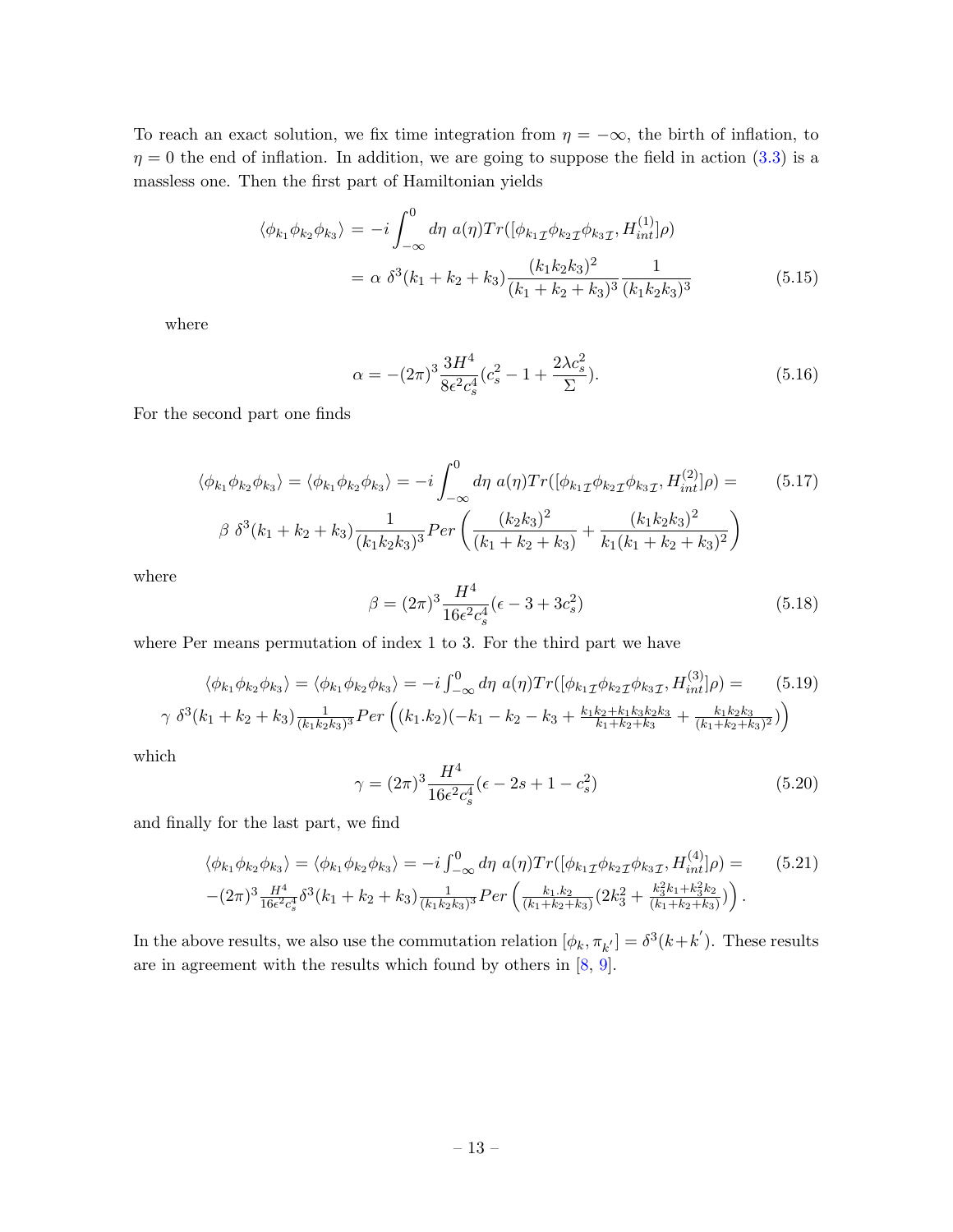To reach an exact solution, we fix time integration from $\eta = -\infty$, the birth of inflation, to $\eta = 0$ the end of inflation. In addition, we are going to suppose the field in action (3.3) is a massless one. Then the first part of Hamiltonian yields

$$
\begin{aligned}
\langle \phi_{k_1}\phi_{k_2}\phi_{k_3}\rangle &= -i\int_{-\infty}^{0} d\eta\ a(\eta) Tr([\phi_{k_1\mathcal{I}}\phi_{k_2\mathcal{I}}\phi_{k_3\mathcal{I}}, H_{int}^{(1)}]\rho) \\
&= \alpha\ \delta^3(k_1+k_2+k_3)\frac{(k_1k_2k_3)^2}{(k_1+k_2+k_3)^3}\frac{1}{(k_1k_2k_3)^3}
\end{aligned}
\tag{5.15}
$$

where

$$
\alpha = -(2\pi)^3\frac{3H^4}{8\epsilon^2 c_s^4}(c_s^2 - 1 + \frac{2\lambda c_s^2}{\Sigma}). \tag{5.16}
$$

For the second part one finds

$$
\begin{aligned}
\langle \phi_{k_1}\phi_{k_2}\phi_{k_3}\rangle = \langle \phi_{k_1}\phi_{k_2}\phi_{k_3}\rangle = -i\int_{-\infty}^{0} d\eta\ a(\eta) Tr([\phi_{k_1\mathcal{I}}\phi_{k_2\mathcal{I}}\phi_{k_3\mathcal{I}}, H_{int}^{(2)}]\rho) = \\
\beta\ \delta^3(k_1+k_2+k_3)\frac{1}{(k_1k_2k_3)^3} Per\left(\frac{(k_2k_3)^2}{(k_1+k_2+k_3)} + \frac{(k_1k_2k_3)^2}{k_1(k_1+k_2+k_3)^2}\right)
\end{aligned}
\tag{5.17}
$$

where

$$
\beta = (2\pi)^3\frac{H^4}{16\epsilon^2 c_s^4}(\epsilon - 3 + 3c_s^2) \tag{5.18}
$$

where Per means permutation of index 1 to 3. For the third part we have

$$
\begin{aligned}
\langle \phi_{k_1}\phi_{k_2}\phi_{k_3}\rangle = \langle \phi_{k_1}\phi_{k_2}\phi_{k_3}\rangle = -i\int_{-\infty}^{0} d\eta\ a(\eta) Tr([\phi_{k_1\mathcal{I}}\phi_{k_2\mathcal{I}}\phi_{k_3\mathcal{I}}, H_{int}^{(3)}]\rho) = \\
\gamma\ \delta^3(k_1+k_2+k_3)\frac{1}{(k_1k_2k_3)^3} Per\left((k_1.k_2)(-k_1-k_2-k_3+\frac{k_1k_2+k_1k_3k_2k_3}{k_1+k_2+k_3}+\frac{k_1k_2k_3}{(k_1+k_2+k_3)^2})\right)
\end{aligned}
\tag{5.19}
$$

which

$$
\gamma = (2\pi)^3\frac{H^4}{16\epsilon^2 c_s^4}(\epsilon - 2s + 1 - c_s^2) \tag{5.20}
$$

and finally for the last part, we find

$$
\begin{aligned}
\langle \phi_{k_1}\phi_{k_2}\phi_{k_3}\rangle = \langle \phi_{k_1}\phi_{k_2}\phi_{k_3}\rangle = -i\int_{-\infty}^{0} d\eta\ a(\eta) Tr([\phi_{k_1\mathcal{I}}\phi_{k_2\mathcal{I}}\phi_{k_3\mathcal{I}}, H_{int}^{(4)}]\rho) = \\
-(2\pi)^3\frac{H^4}{16\epsilon^2 c_s^4}\delta^3(k_1+k_2+k_3)\frac{1}{(k_1k_2k_3)^3} Per\left(\frac{k_1.k_2}{(k_1+k_2+k_3)}(2k_3^2+\frac{k_3^2k_1+k_3^2k_2}{(k_1+k_2+k_3)})\right).
\end{aligned}
\tag{5.21}
$$

In the above results, we also use the commutation relation $[\phi_k, \pi_{k'}] = \delta^3(k+k')$. These results are in agreement with the results which found by others in [8, 9].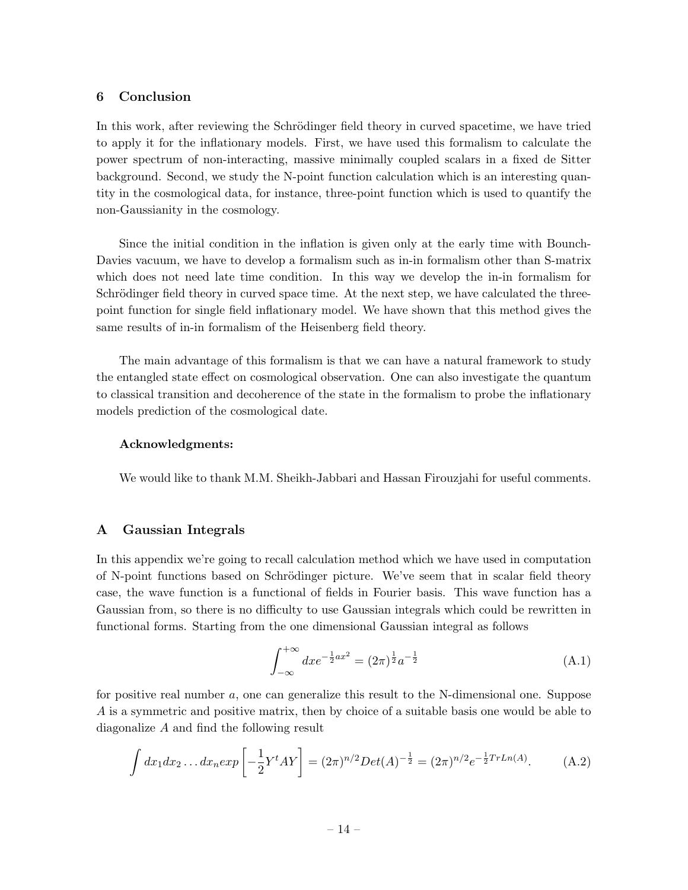## 6 Conclusion

In this work, after reviewing the Schrödinger field theory in curved spacetime, we have tried to apply it for the inflationary models. First, we have used this formalism to calculate the power spectrum of non-interacting, massive minimally coupled scalars in a fixed de Sitter background. Second, we study the N-point function calculation which is an interesting quantity in the cosmological data, for instance, three-point function which is used to quantify the non-Gaussianity in the cosmology.

Since the initial condition in the inflation is given only at the early time with Bounch-Davies vacuum, we have to develop a formalism such as in-in formalism other than S-matrix which does not need late time condition. In this way we develop the in-in formalism for Schrödinger field theory in curved space time. At the next step, we have calculated the three-point function for single field inflationary model. We have shown that this method gives the same results of in-in formalism of the Heisenberg field theory.

The main advantage of this formalism is that we can have a natural framework to study the entangled state effect on cosmological observation. One can also investigate the quantum to classical transition and decoherence of the state in the formalism to probe the inflationary models prediction of the cosmological date.

**Acknowledgments:**

We would like to thank M.M. Sheikh-Jabbari and Hassan Firouzjahi for useful comments.

## A Gaussian Integrals

In this appendix we're going to recall calculation method which we have used in computation of N-point functions based on Schrödinger picture. We've seem that in scalar field theory case, the wave function is a functional of fields in Fourier basis. This wave function has a Gaussian from, so there is no difficulty to use Gaussian integrals which could be rewritten in functional forms. Starting from the one dimensional Gaussian integral as follows

$$\int_{-\infty}^{+\infty} dx e^{-\frac{1}{2}ax^2} = (2\pi)^{\frac{1}{2}} a^{-\frac{1}{2}} \tag{A.1}$$

for positive real number $a$, one can generalize this result to the N-dimensional one. Suppose $A$ is a symmetric and positive matrix, then by choice of a suitable basis one would be able to diagonalize $A$ and find the following result

$$\int dx_1 dx_2 \dots dx_n exp\left[-\frac{1}{2}Y^t AY\right] = (2\pi)^{n/2} Det(A)^{-\frac{1}{2}} = (2\pi)^{n/2} e^{-\frac{1}{2}TrLn(A)}. \tag{A.2}$$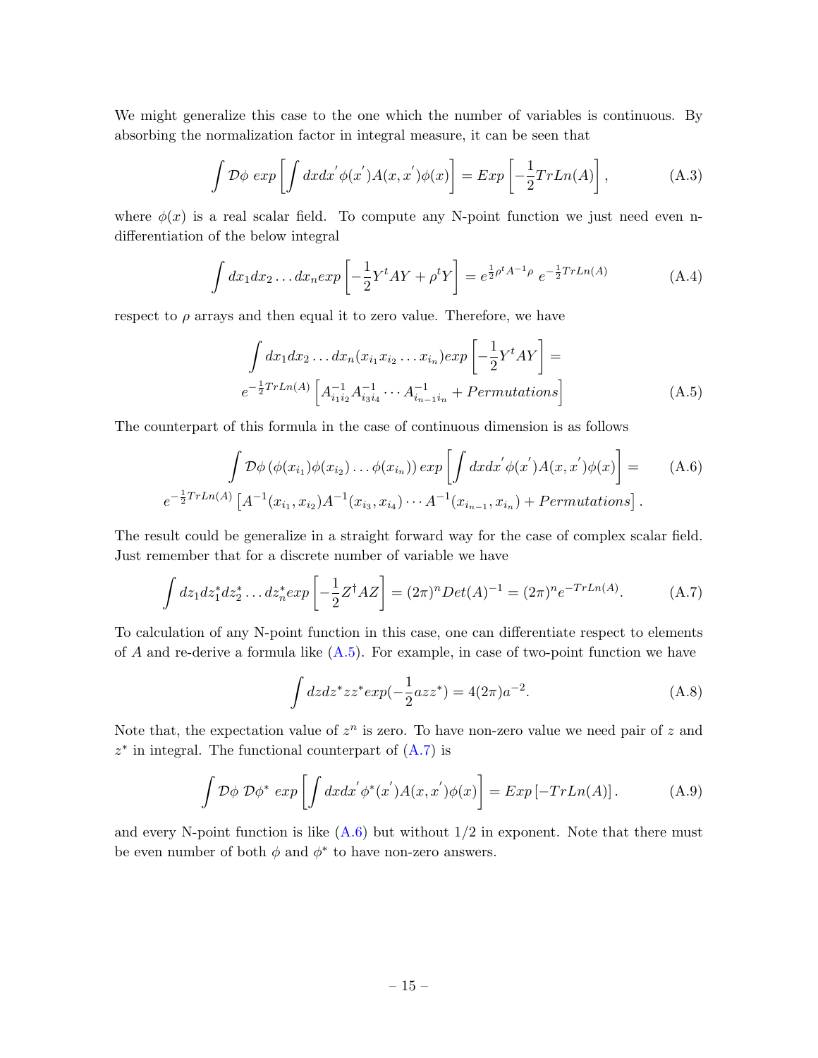We might generalize this case to the one which the number of variables is continuous. By absorbing the normalization factor in integral measure, it can be seen that

$$\int \mathcal{D}\phi \; exp\left[\int dxdx^{'}\phi(x^{'})A(x,x^{'})\phi(x)\right] = Exp\left[-\frac{1}{2}TrLn(A)\right], \tag{A.3}$$

where $\phi(x)$ is a real scalar field. To compute any N-point function we just need even n-differentiation of the below integral

$$\int dx_1 dx_2 \dots dx_n exp\left[-\frac{1}{2}Y^t AY + \rho^t Y\right] = e^{\frac{1}{2}\rho^t A^{-1}\rho}\; e^{-\frac{1}{2}TrLn(A)} \tag{A.4}$$

respect to $\rho$ arrays and then equal it to zero value. Therefore, we have

$$\begin{aligned}\int dx_1 dx_2 \dots dx_n (x_{i_1} x_{i_2} \dots x_{i_n}) exp\left[-\frac{1}{2}Y^t AY\right] = \\ e^{-\frac{1}{2}TrLn(A)}\left[A^{-1}_{i_1 i_2}A^{-1}_{i_3 i_4}\cdots A^{-1}_{i_{n-1}i_n} + Permutations\right]\end{aligned} \tag{A.5}$$

The counterpart of this formula in the case of continuous dimension is as follows

$$\begin{aligned}\int \mathcal{D}\phi \left(\phi(x_{i_1})\phi(x_{i_2})\dots\phi(x_{i_n})\right) exp\left[\int dxdx^{'}\phi(x^{'})A(x,x^{'})\phi(x)\right] = \\ e^{-\frac{1}{2}TrLn(A)}\left[A^{-1}(x_{i_1},x_{i_2})A^{-1}(x_{i_3},x_{i_4})\cdots A^{-1}(x_{i_{n-1}},x_{i_n}) + Permutations\right].\end{aligned} \tag{A.6}$$

The result could be generalize in a straight forward way for the case of complex scalar field. Just remember that for a discrete number of variable we have

$$\int dz_1 dz_1^* dz_2^* \dots dz_n^* exp\left[-\frac{1}{2}Z^\dagger AZ\right] = (2\pi)^n Det(A)^{-1} = (2\pi)^n e^{-TrLn(A)}. \tag{A.7}$$

To calculation of any N-point function in this case, one can differentiate respect to elements of $A$ and re-derive a formula like (A.5). For example, in case of two-point function we have

$$\int dzdz^* zz^* exp(-\frac{1}{2}azz^*) = 4(2\pi)a^{-2}. \tag{A.8}$$

Note that, the expectation value of $z^n$ is zero. To have non-zero value we need pair of $z$ and $z^*$ in integral. The functional counterpart of (A.7) is

$$\int \mathcal{D}\phi \; \mathcal{D}\phi^* \; exp\left[\int dxdx^{'}\phi^*(x^{'})A(x,x^{'})\phi(x)\right] = Exp\left[-TrLn(A)\right]. \tag{A.9}$$

and every N-point function is like (A.6) but without 1/2 in exponent. Note that there must be even number of both $\phi$ and $\phi^*$ to have non-zero answers.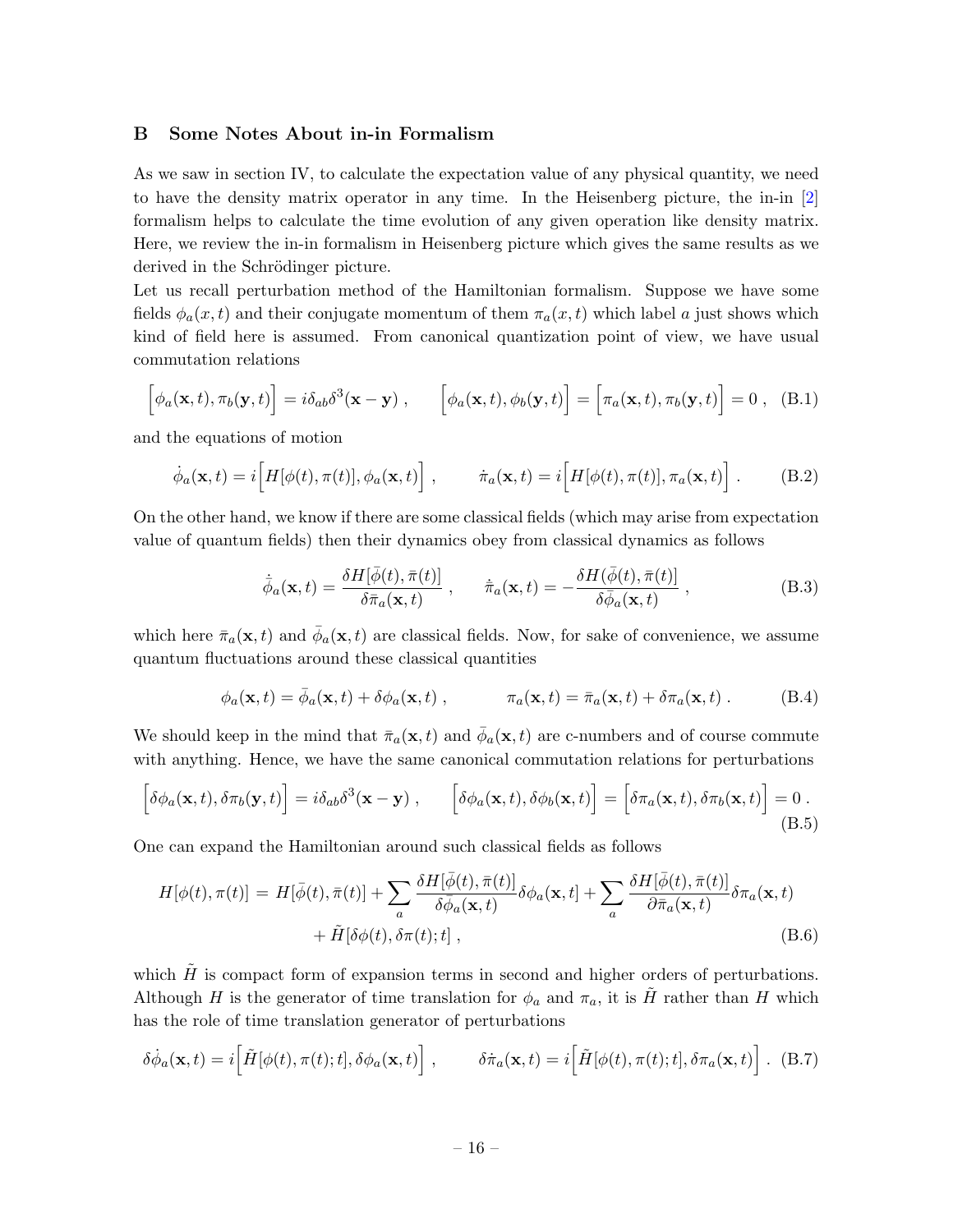## B Some Notes About in-in Formalism

As we saw in section IV, to calculate the expectation value of any physical quantity, we need to have the density matrix operator in any time. In the Heisenberg picture, the in-in [2] formalism helps to calculate the time evolution of any given operation like density matrix. Here, we review the in-in formalism in Heisenberg picture which gives the same results as we derived in the Schrödinger picture.

Let us recall perturbation method of the Hamiltonian formalism. Suppose we have some fields $\phi_a(x,t)$ and their conjugate momentum of them $\pi_a(x,t)$ which label $a$ just shows which kind of field here is assumed. From canonical quantization point of view, we have usual commutation relations

$$\Big[\phi_a(\mathbf{x},t), \pi_b(\mathbf{y},t)\Big] = i\delta_{ab}\delta^3(\mathbf{x}-\mathbf{y})\ , \qquad \Big[\phi_a(\mathbf{x},t), \phi_b(\mathbf{y},t)\Big] = \Big[\pi_a(\mathbf{x},t), \pi_b(\mathbf{y},t)\Big] = 0\ , \quad \text{(B.1)}$$

and the equations of motion

$$\dot{\phi}_a(\mathbf{x},t) = i\Big[H[\phi(t),\pi(t)], \phi_a(\mathbf{x},t)\Big]\ , \qquad \dot{\pi}_a(\mathbf{x},t) = i\Big[H[\phi(t),\pi(t)], \pi_a(\mathbf{x},t)\Big]\ . \qquad \text{(B.2)}$$

On the other hand, we know if there are some classical fields (which may arise from expectation value of quantum fields) then their dynamics obey from classical dynamics as follows

$$\dot{\bar{\phi}}_a(\mathbf{x},t) = \frac{\delta H[\bar{\phi}(t),\bar{\pi}(t)]}{\delta \bar{\pi}_a(\mathbf{x},t)}\ , \qquad \dot{\bar{\pi}}_a(\mathbf{x},t) = -\frac{\delta H(\bar{\phi}(t),\bar{\pi}(t)]}{\delta \bar{\phi}_a(\mathbf{x},t)}\ , \qquad \text{(B.3)}$$

which here $\bar{\pi}_a(\mathbf{x},t)$ and $\bar{\phi}_a(\mathbf{x},t)$ are classical fields. Now, for sake of convenience, we assume quantum fluctuations around these classical quantities

$$\phi_a(\mathbf{x},t) = \bar{\phi}_a(\mathbf{x},t) + \delta\phi_a(\mathbf{x},t)\ , \qquad \pi_a(\mathbf{x},t) = \bar{\pi}_a(\mathbf{x},t) + \delta\pi_a(\mathbf{x},t)\ . \qquad \text{(B.4)}$$

We should keep in the mind that $\bar{\pi}_a(\mathbf{x},t)$ and $\bar{\phi}_a(\mathbf{x},t)$ are c-numbers and of course commute with anything. Hence, we have the same canonical commutation relations for perturbations

$$\Big[\delta\phi_a(\mathbf{x},t), \delta\pi_b(\mathbf{y},t)\Big] = i\delta_{ab}\delta^3(\mathbf{x}-\mathbf{y})\ , \qquad \Big[\delta\phi_a(\mathbf{x},t), \delta\phi_b(\mathbf{x},t)\Big] = \Big[\delta\pi_a(\mathbf{x},t), \delta\pi_b(\mathbf{x},t)\Big] = 0\ . \qquad \text{(B.5)}$$

One can expand the Hamiltonian around such classical fields as follows

$$\begin{aligned} H[\phi(t),\pi(t)] =\ & H[\bar{\phi}(t),\bar{\pi}(t)] + \sum_a \frac{\delta H[\bar{\phi}(t),\bar{\pi}(t)]}{\delta\bar{\phi}_a(\mathbf{x},t)}\delta\phi_a(\mathbf{x},t] + \sum_a \frac{\delta H[\bar{\phi}(t),\bar{\pi}(t)]}{\partial\bar{\pi}_a(\mathbf{x},t)}\delta\pi_a(\mathbf{x},t) \\ & + \tilde{H}[\delta\phi(t),\delta\pi(t);t]\ , \end{aligned} \qquad \text{(B.6)}$$

which $\tilde{H}$ is compact form of expansion terms in second and higher orders of perturbations. Although $H$ is the generator of time translation for $\phi_a$ and $\pi_a$, it is $\tilde{H}$ rather than $H$ which has the role of time translation generator of perturbations

$$\delta\dot{\phi}_a(\mathbf{x},t) = i\Big[\tilde{H}[\phi(t),\pi(t);t], \delta\phi_a(\mathbf{x},t)\Big]\ , \qquad \delta\dot{\pi}_a(\mathbf{x},t) = i\Big[\tilde{H}[\phi(t),\pi(t);t], \delta\pi_a(\mathbf{x},t)\Big]\ . \quad \text{(B.7)}$$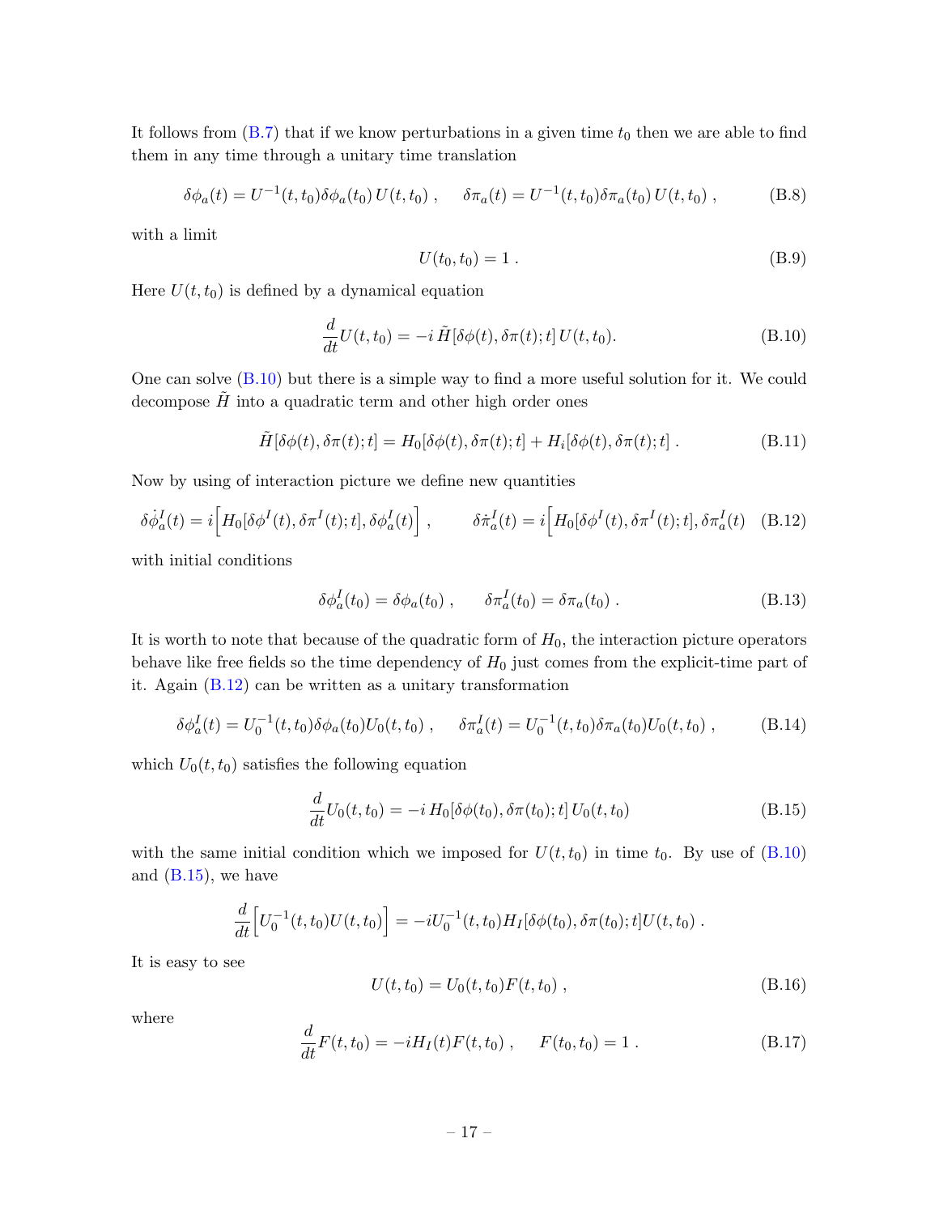It follows from (B.7) that if we know perturbations in a given time $t_0$ then we are able to find them in any time through a unitary time translation

$$\delta\phi_a(t) = U^{-1}(t,t_0)\delta\phi_a(t_0)\,U(t,t_0)\;, \qquad \delta\pi_a(t) = U^{-1}(t,t_0)\delta\pi_a(t_0)\,U(t,t_0)\;, \tag{B.8}$$

with a limit

$$U(t_0,t_0) = 1\;. \tag{B.9}$$

Here $U(t,t_0)$ is defined by a dynamical equation

$$\frac{d}{dt}U(t,t_0) = -i\,\tilde{H}[\delta\phi(t),\delta\pi(t);t]\,U(t,t_0). \tag{B.10}$$

One can solve (B.10) but there is a simple way to find a more useful solution for it. We could decompose $\tilde{H}$ into a quadratic term and other high order ones

$$\tilde{H}[\delta\phi(t),\delta\pi(t);t] = H_0[\delta\phi(t),\delta\pi(t);t] + H_i[\delta\phi(t),\delta\pi(t);t]\;. \tag{B.11}$$

Now by using of interaction picture we define new quantities

$$\delta\dot{\phi}^I_a(t) = i\Big[H_0[\delta\phi^I(t),\delta\pi^I(t);t],\delta\phi^I_a(t)\Big]\;, \qquad \delta\dot{\pi}^I_a(t) = i\Big[H_0[\delta\phi^I(t),\delta\pi^I(t);t],\delta\pi^I_a(t) \tag{B.12}$$

with initial conditions

$$\delta\phi^I_a(t_0) = \delta\phi_a(t_0)\;, \qquad \delta\pi^I_a(t_0) = \delta\pi_a(t_0)\;. \tag{B.13}$$

It is worth to note that because of the quadratic form of $H_0$, the interaction picture operators behave like free fields so the time dependency of $H_0$ just comes from the explicit-time part of it. Again (B.12) can be written as a unitary transformation

$$\delta\phi^I_a(t) = U_0^{-1}(t,t_0)\delta\phi_a(t_0)U_0(t,t_0)\;, \qquad \delta\pi^I_a(t) = U_0^{-1}(t,t_0)\delta\pi_a(t_0)U_0(t,t_0)\;, \tag{B.14}$$

which $U_0(t,t_0)$ satisfies the following equation

$$\frac{d}{dt}U_0(t,t_0) = -i\,H_0[\delta\phi(t_0),\delta\pi(t_0);t]\,U_0(t,t_0) \tag{B.15}$$

with the same initial condition which we imposed for $U(t,t_0)$ in time $t_0$. By use of (B.10) and (B.15), we have

$$\frac{d}{dt}\Big[U_0^{-1}(t,t_0)U(t,t_0)\Big] = -iU_0^{-1}(t,t_0)H_I[\delta\phi(t_0),\delta\pi(t_0);t]U(t,t_0)\;.$$

It is easy to see

$$U(t,t_0) = U_0(t,t_0)F(t,t_0)\;, \tag{B.16}$$

where

$$\frac{d}{dt}F(t,t_0) = -iH_I(t)F(t,t_0)\;, \qquad F(t_0,t_0) = 1\;. \tag{B.17}$$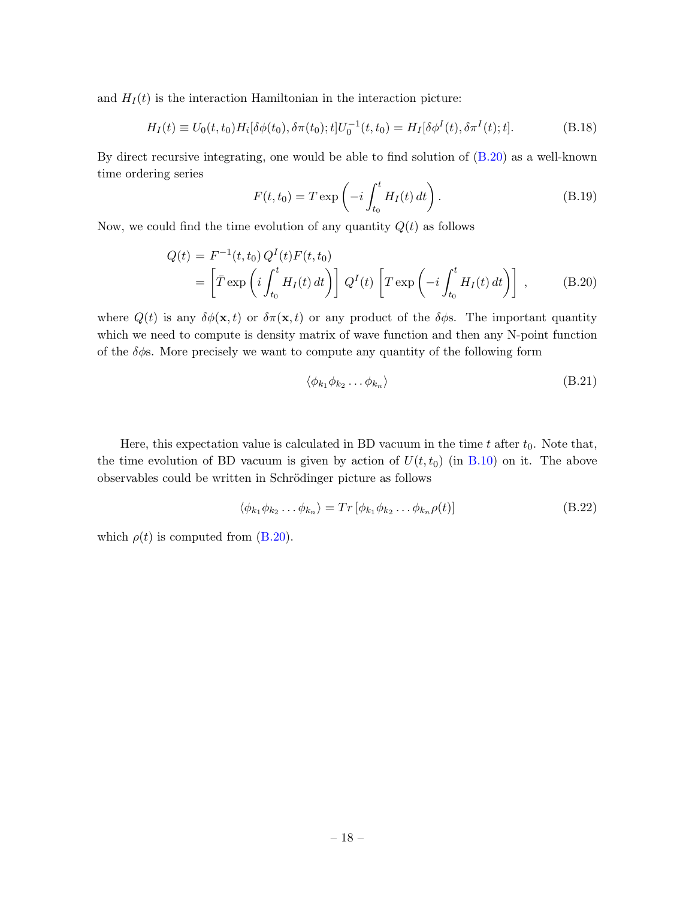and $H_I(t)$ is the interaction Hamiltonian in the interaction picture:

$$H_I(t) \equiv U_0(t,t_0) H_i[\delta\phi(t_0), \delta\pi(t_0); t] U_0^{-1}(t,t_0) = H_I[\delta\phi^I(t), \delta\pi^I(t); t]. \tag{B.18}$$

By direct recursive integrating, one would be able to find solution of (B.20) as a well-known time ordering series

$$F(t,t_0) = T \exp\left(-i \int_{t_0}^{t} H_I(t)\, dt\right). \tag{B.19}$$

Now, we could find the time evolution of any quantity $Q(t)$ as follows

$$\begin{aligned} Q(t) &= F^{-1}(t,t_0)\, Q^I(t) F(t,t_0) \\ &= \left[\bar{T} \exp\left(i \int_{t_0}^{t} H_I(t)\, dt\right)\right] Q^I(t) \left[T \exp\left(-i \int_{t_0}^{t} H_I(t)\, dt\right)\right], \end{aligned} \tag{B.20}$$

where $Q(t)$ is any $\delta\phi(\mathbf{x},t)$ or $\delta\pi(\mathbf{x},t)$ or any product of the $\delta\phi$s. The important quantity which we need to compute is density matrix of wave function and then any N-point function of the $\delta\phi$s. More precisely we want to compute any quantity of the following form

$$\langle \phi_{k_1} \phi_{k_2} \ldots \phi_{k_n} \rangle \tag{B.21}$$

Here, this expectation value is calculated in BD vacuum in the time $t$ after $t_0$. Note that, the time evolution of BD vacuum is given by action of $U(t,t_0)$ (in B.10) on it. The above observables could be written in Schrödinger picture as follows

$$\langle \phi_{k_1} \phi_{k_2} \ldots \phi_{k_n} \rangle = Tr\left[\phi_{k_1} \phi_{k_2} \ldots \phi_{k_n} \rho(t)\right] \tag{B.22}$$

which $\rho(t)$ is computed from (B.20).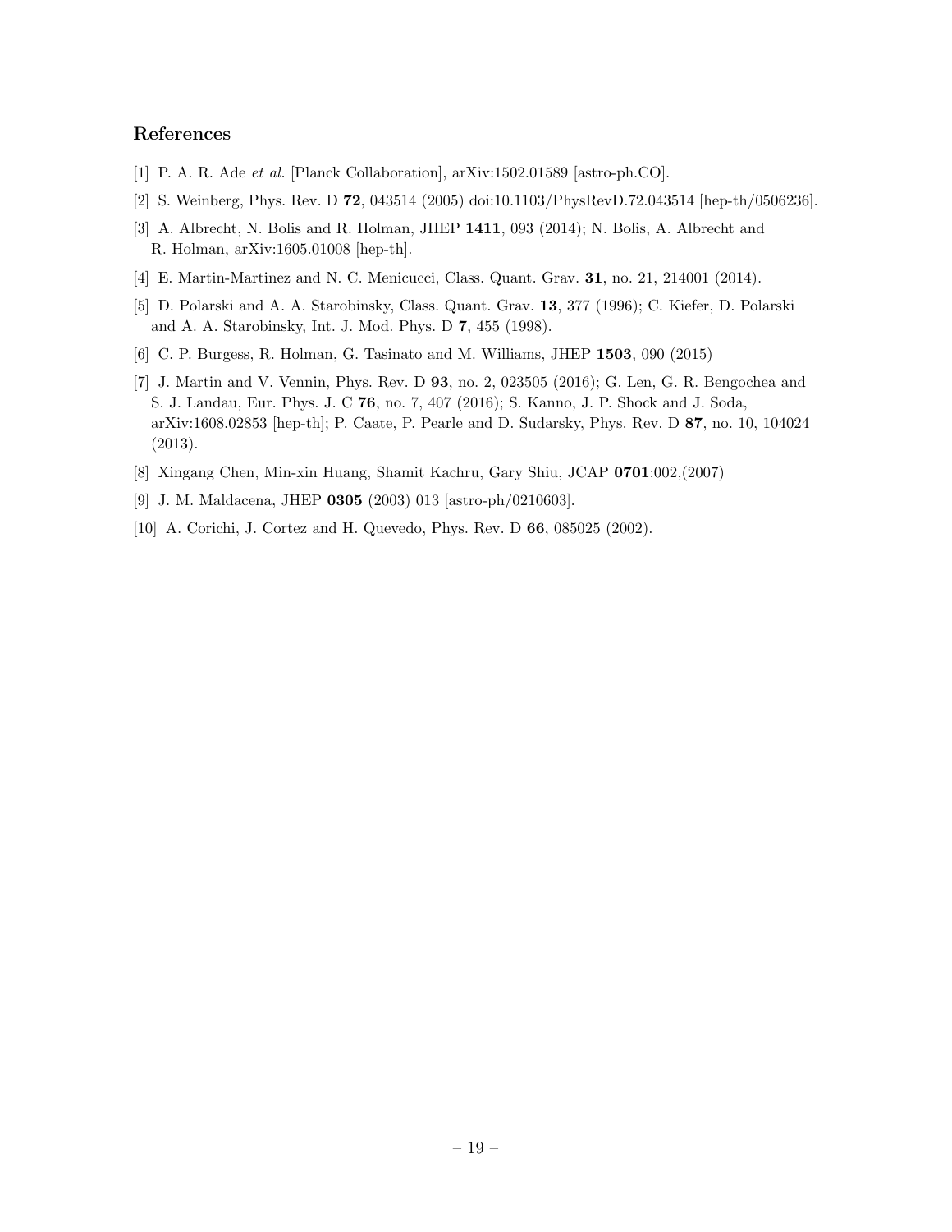## References

[1] P. A. R. Ade *et al.* [Planck Collaboration], arXiv:1502.01589 [astro-ph.CO].

[2] S. Weinberg, Phys. Rev. D **72**, 043514 (2005) doi:10.1103/PhysRevD.72.043514 [hep-th/0506236].

[3] A. Albrecht, N. Bolis and R. Holman, JHEP **1411**, 093 (2014); N. Bolis, A. Albrecht and R. Holman, arXiv:1605.01008 [hep-th].

[4] E. Martin-Martinez and N. C. Menicucci, Class. Quant. Grav. **31**, no. 21, 214001 (2014).

[5] D. Polarski and A. A. Starobinsky, Class. Quant. Grav. **13**, 377 (1996); C. Kiefer, D. Polarski and A. A. Starobinsky, Int. J. Mod. Phys. D **7**, 455 (1998).

[6] C. P. Burgess, R. Holman, G. Tasinato and M. Williams, JHEP **1503**, 090 (2015)

[7] J. Martin and V. Vennin, Phys. Rev. D **93**, no. 2, 023505 (2016); G. Len, G. R. Bengochea and S. J. Landau, Eur. Phys. J. C **76**, no. 7, 407 (2016); S. Kanno, J. P. Shock and J. Soda, arXiv:1608.02853 [hep-th]; P. Caate, P. Pearle and D. Sudarsky, Phys. Rev. D **87**, no. 10, 104024 (2013).

[8] Xingang Chen, Min-xin Huang, Shamit Kachru, Gary Shiu, JCAP **0701**:002,(2007)

[9] J. M. Maldacena, JHEP **0305** (2003) 013 [astro-ph/0210603].

[10] A. Corichi, J. Cortez and H. Quevedo, Phys. Rev. D **66**, 085025 (2002).